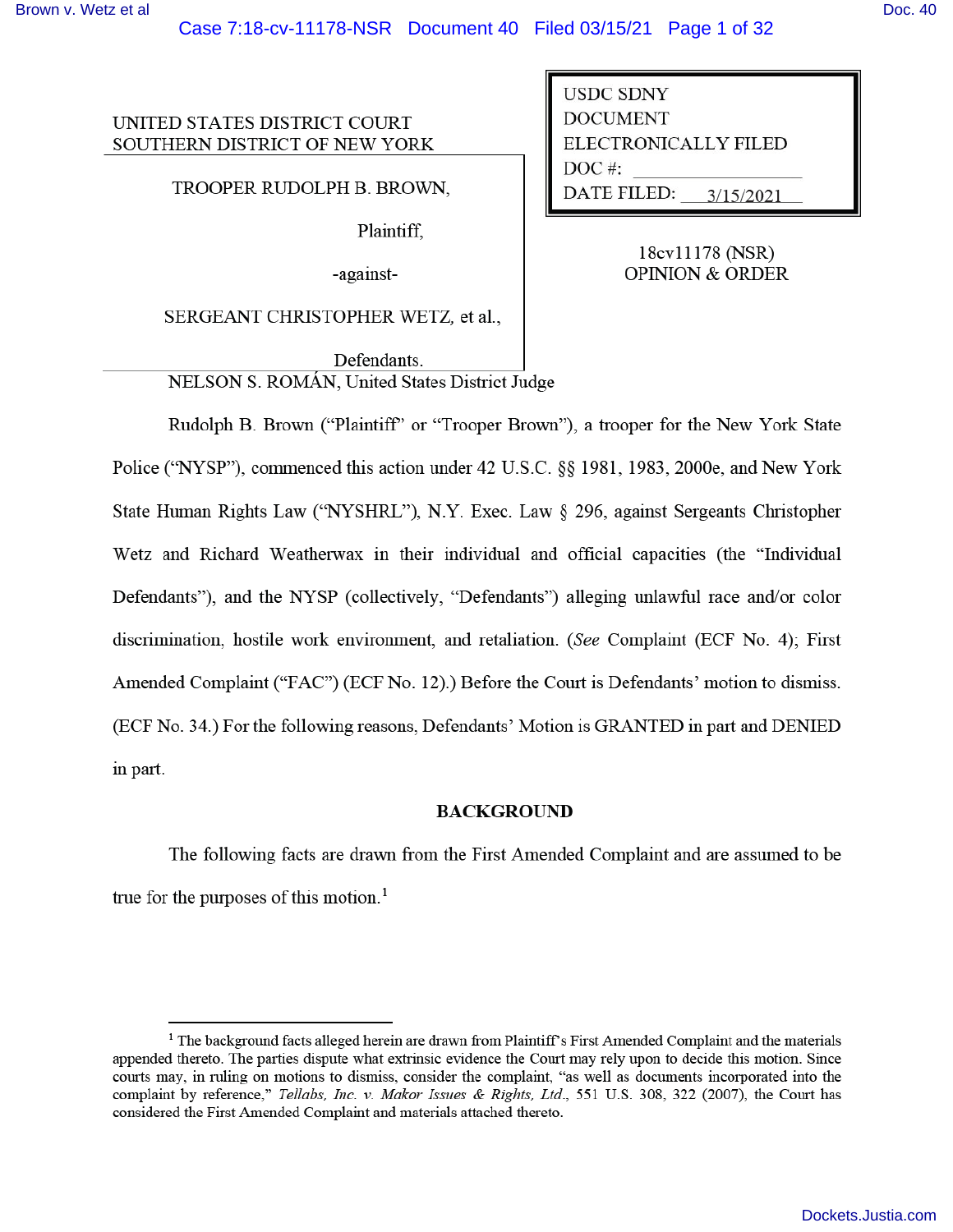UNITED STATES DISTRICT COURT
SOUTHERN DISTRICT OF NEW YORK

TROOPER RUDOLPH B. BROWN,

Plaintiff,

-against-

SERGEANT CHRISTOPHER WETZ, et al.,

Defendants.

USDC SDNY
DOCUMENT
ELECTRONICALLY FILED
DOC #:
DATE FILED: 3/15/2021

18cv11178 (NSR)
OPINION & ORDER

NELSON S. ROMÁN, United States District Judge

Rudolph B. Brown ("Plaintiff" or "Trooper Brown"), a trooper for the New York State Police ("NYSP"), commenced this action under 42 U.S.C. §§ 1981, 1983, 2000e, and New York State Human Rights Law ("NYSHRL"), N.Y. Exec. Law § 296, against Sergeants Christopher Wetz and Richard Weatherwax in their individual and official capacities (the "Individual Defendants"), and the NYSP (collectively, "Defendants") alleging unlawful race and/or color discrimination, hostile work environment, and retaliation. (*See* Complaint (ECF No. 4); First Amended Complaint ("FAC") (ECF No. 12).) Before the Court is Defendants' motion to dismiss. (ECF No. 34.) For the following reasons, Defendants' Motion is GRANTED in part and DENIED in part.

## BACKGROUND

The following facts are drawn from the First Amended Complaint and are assumed to be true for the purposes of this motion.[1]

[1] The background facts alleged herein are drawn from Plaintiff's First Amended Complaint and the materials appended thereto. The parties dispute what extrinsic evidence the Court may rely upon to decide this motion. Since courts may, in ruling on motions to dismiss, consider the complaint, "as well as documents incorporated into the complaint by reference," *Tellabs, Inc. v. Makor Issues & Rights, Ltd.*, 551 U.S. 308, 322 (2007), the Court has considered the First Amended Complaint and materials attached thereto.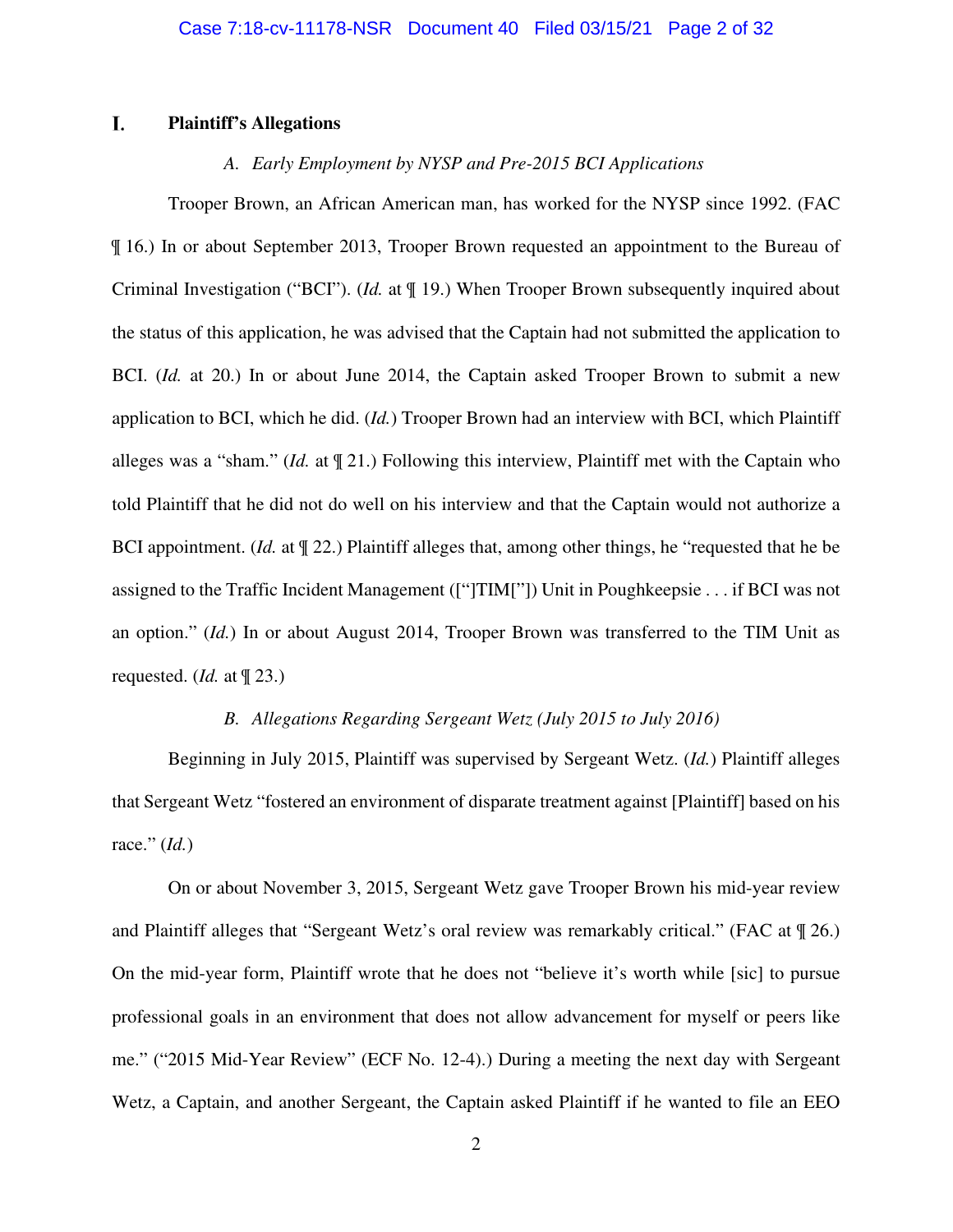## I. Plaintiff's Allegations

### *A. Early Employment by NYSP and Pre-2015 BCI Applications*

Trooper Brown, an African American man, has worked for the NYSP since 1992. (FAC ¶ 16.) In or about September 2013, Trooper Brown requested an appointment to the Bureau of Criminal Investigation ("BCI"). (*Id.* at ¶ 19.) When Trooper Brown subsequently inquired about the status of this application, he was advised that the Captain had not submitted the application to BCI. (*Id.* at 20.) In or about June 2014, the Captain asked Trooper Brown to submit a new application to BCI, which he did. (*Id.*) Trooper Brown had an interview with BCI, which Plaintiff alleges was a "sham." (*Id.* at ¶ 21.) Following this interview, Plaintiff met with the Captain who told Plaintiff that he did not do well on his interview and that the Captain would not authorize a BCI appointment. (*Id.* at ¶ 22.) Plaintiff alleges that, among other things, he "requested that he be assigned to the Traffic Incident Management (["]TIM["]) Unit in Poughkeepsie . . . if BCI was not an option." (*Id.*) In or about August 2014, Trooper Brown was transferred to the TIM Unit as requested. (*Id.* at ¶ 23.)

### *B. Allegations Regarding Sergeant Wetz (July 2015 to July 2016)*

Beginning in July 2015, Plaintiff was supervised by Sergeant Wetz. (*Id.*) Plaintiff alleges that Sergeant Wetz "fostered an environment of disparate treatment against [Plaintiff] based on his race." (*Id.*)

On or about November 3, 2015, Sergeant Wetz gave Trooper Brown his mid-year review and Plaintiff alleges that "Sergeant Wetz's oral review was remarkably critical." (FAC at ¶ 26.) On the mid-year form, Plaintiff wrote that he does not "believe it's worth while [sic] to pursue professional goals in an environment that does not allow advancement for myself or peers like me." ("2015 Mid-Year Review" (ECF No. 12-4).) During a meeting the next day with Sergeant Wetz, a Captain, and another Sergeant, the Captain asked Plaintiff if he wanted to file an EEO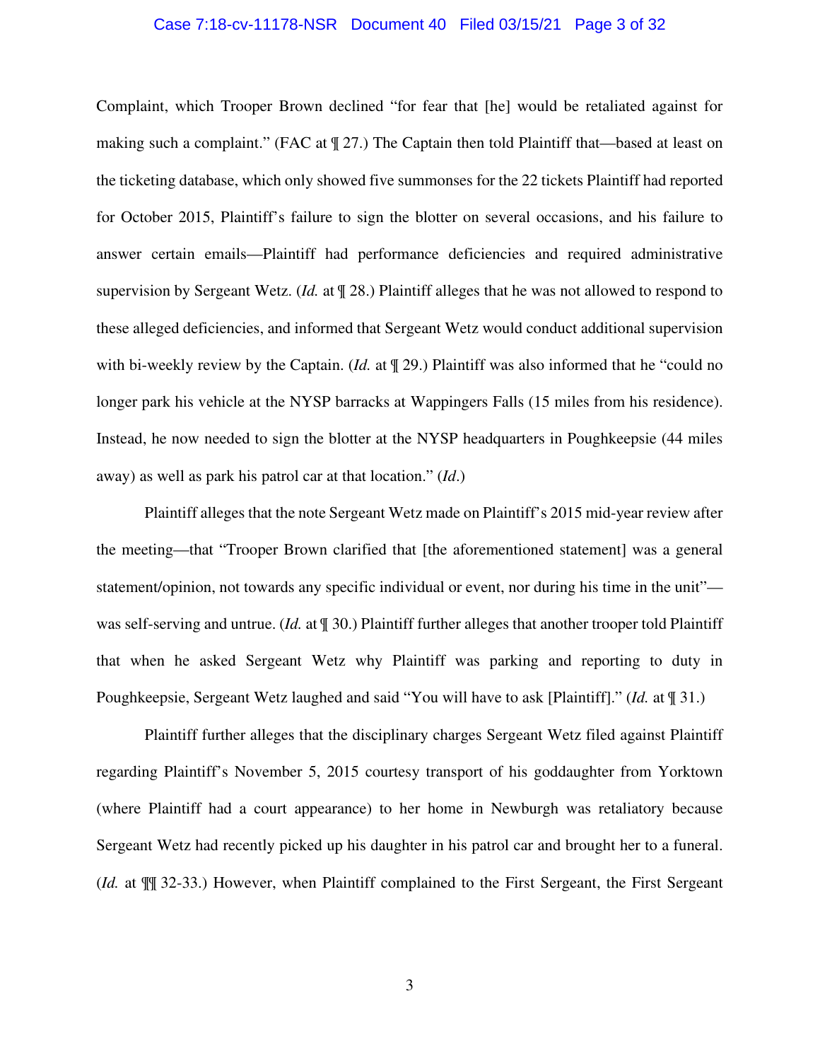Complaint, which Trooper Brown declined "for fear that [he] would be retaliated against for making such a complaint." (FAC at ¶ 27.) The Captain then told Plaintiff that—based at least on the ticketing database, which only showed five summonses for the 22 tickets Plaintiff had reported for October 2015, Plaintiff's failure to sign the blotter on several occasions, and his failure to answer certain emails—Plaintiff had performance deficiencies and required administrative supervision by Sergeant Wetz. (*Id.* at ¶ 28.) Plaintiff alleges that he was not allowed to respond to these alleged deficiencies, and informed that Sergeant Wetz would conduct additional supervision with bi-weekly review by the Captain. (*Id.* at ¶ 29.) Plaintiff was also informed that he "could no longer park his vehicle at the NYSP barracks at Wappingers Falls (15 miles from his residence). Instead, he now needed to sign the blotter at the NYSP headquarters in Poughkeepsie (44 miles away) as well as park his patrol car at that location." (*Id*.)

Plaintiff alleges that the note Sergeant Wetz made on Plaintiff's 2015 mid-year review after the meeting—that "Trooper Brown clarified that [the aforementioned statement] was a general statement/opinion, not towards any specific individual or event, nor during his time in the unit"—was self-serving and untrue. (*Id.* at ¶ 30.) Plaintiff further alleges that another trooper told Plaintiff that when he asked Sergeant Wetz why Plaintiff was parking and reporting to duty in Poughkeepsie, Sergeant Wetz laughed and said "You will have to ask [Plaintiff]." (*Id.* at ¶ 31.)

Plaintiff further alleges that the disciplinary charges Sergeant Wetz filed against Plaintiff regarding Plaintiff's November 5, 2015 courtesy transport of his goddaughter from Yorktown (where Plaintiff had a court appearance) to her home in Newburgh was retaliatory because Sergeant Wetz had recently picked up his daughter in his patrol car and brought her to a funeral. (*Id.* at ¶¶ 32-33.) However, when Plaintiff complained to the First Sergeant, the First Sergeant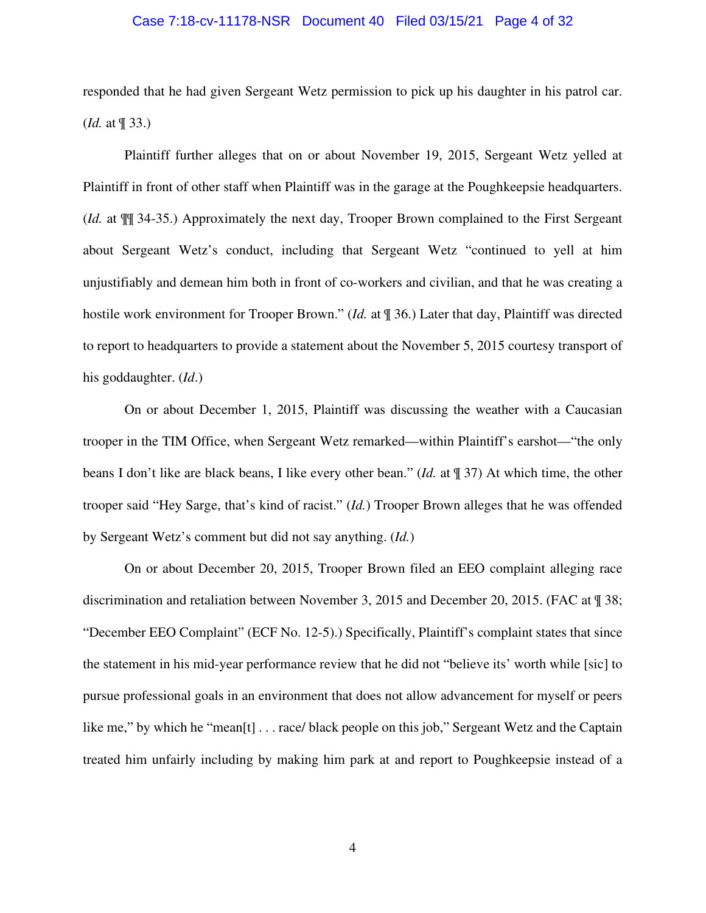responded that he had given Sergeant Wetz permission to pick up his daughter in his patrol car. (*Id.* at ¶ 33.)

Plaintiff further alleges that on or about November 19, 2015, Sergeant Wetz yelled at Plaintiff in front of other staff when Plaintiff was in the garage at the Poughkeepsie headquarters. (*Id.* at ¶¶ 34-35.) Approximately the next day, Trooper Brown complained to the First Sergeant about Sergeant Wetz's conduct, including that Sergeant Wetz "continued to yell at him unjustifiably and demean him both in front of co-workers and civilian, and that he was creating a hostile work environment for Trooper Brown." (*Id.* at ¶ 36.) Later that day, Plaintiff was directed to report to headquarters to provide a statement about the November 5, 2015 courtesy transport of his goddaughter. (*Id*.)

On or about December 1, 2015, Plaintiff was discussing the weather with a Caucasian trooper in the TIM Office, when Sergeant Wetz remarked—within Plaintiff's earshot—"the only beans I don't like are black beans, I like every other bean." (*Id.* at ¶ 37) At which time, the other trooper said "Hey Sarge, that's kind of racist." (*Id.*) Trooper Brown alleges that he was offended by Sergeant Wetz's comment but did not say anything. (*Id.*)

On or about December 20, 2015, Trooper Brown filed an EEO complaint alleging race discrimination and retaliation between November 3, 2015 and December 20, 2015. (FAC at ¶ 38; "December EEO Complaint" (ECF No. 12-5).) Specifically, Plaintiff's complaint states that since the statement in his mid-year performance review that he did not "believe its' worth while [sic] to pursue professional goals in an environment that does not allow advancement for myself or peers like me," by which he "mean[t] . . . race/ black people on this job," Sergeant Wetz and the Captain treated him unfairly including by making him park at and report to Poughkeepsie instead of a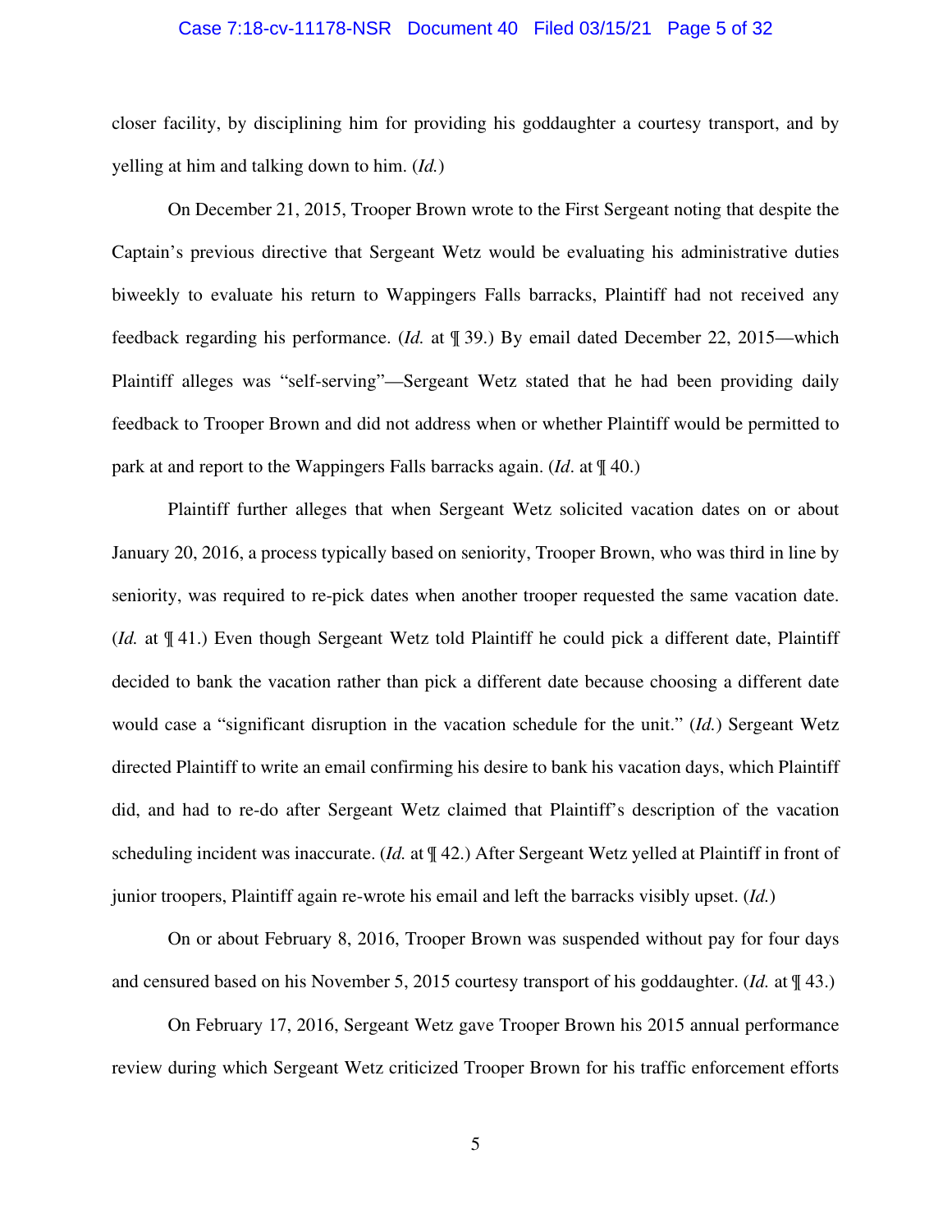closer facility, by disciplining him for providing his goddaughter a courtesy transport, and by yelling at him and talking down to him. (*Id.*)

On December 21, 2015, Trooper Brown wrote to the First Sergeant noting that despite the Captain's previous directive that Sergeant Wetz would be evaluating his administrative duties biweekly to evaluate his return to Wappingers Falls barracks, Plaintiff had not received any feedback regarding his performance. (*Id.* at ¶ 39.) By email dated December 22, 2015—which Plaintiff alleges was "self-serving"—Sergeant Wetz stated that he had been providing daily feedback to Trooper Brown and did not address when or whether Plaintiff would be permitted to park at and report to the Wappingers Falls barracks again. (*Id*. at ¶ 40.)

Plaintiff further alleges that when Sergeant Wetz solicited vacation dates on or about January 20, 2016, a process typically based on seniority, Trooper Brown, who was third in line by seniority, was required to re-pick dates when another trooper requested the same vacation date. (*Id.* at ¶ 41.) Even though Sergeant Wetz told Plaintiff he could pick a different date, Plaintiff decided to bank the vacation rather than pick a different date because choosing a different date would case a "significant disruption in the vacation schedule for the unit." (*Id.*) Sergeant Wetz directed Plaintiff to write an email confirming his desire to bank his vacation days, which Plaintiff did, and had to re-do after Sergeant Wetz claimed that Plaintiff's description of the vacation scheduling incident was inaccurate. (*Id.* at ¶ 42.) After Sergeant Wetz yelled at Plaintiff in front of junior troopers, Plaintiff again re-wrote his email and left the barracks visibly upset. (*Id.*)

On or about February 8, 2016, Trooper Brown was suspended without pay for four days and censured based on his November 5, 2015 courtesy transport of his goddaughter. (*Id.* at ¶ 43.)

On February 17, 2016, Sergeant Wetz gave Trooper Brown his 2015 annual performance review during which Sergeant Wetz criticized Trooper Brown for his traffic enforcement efforts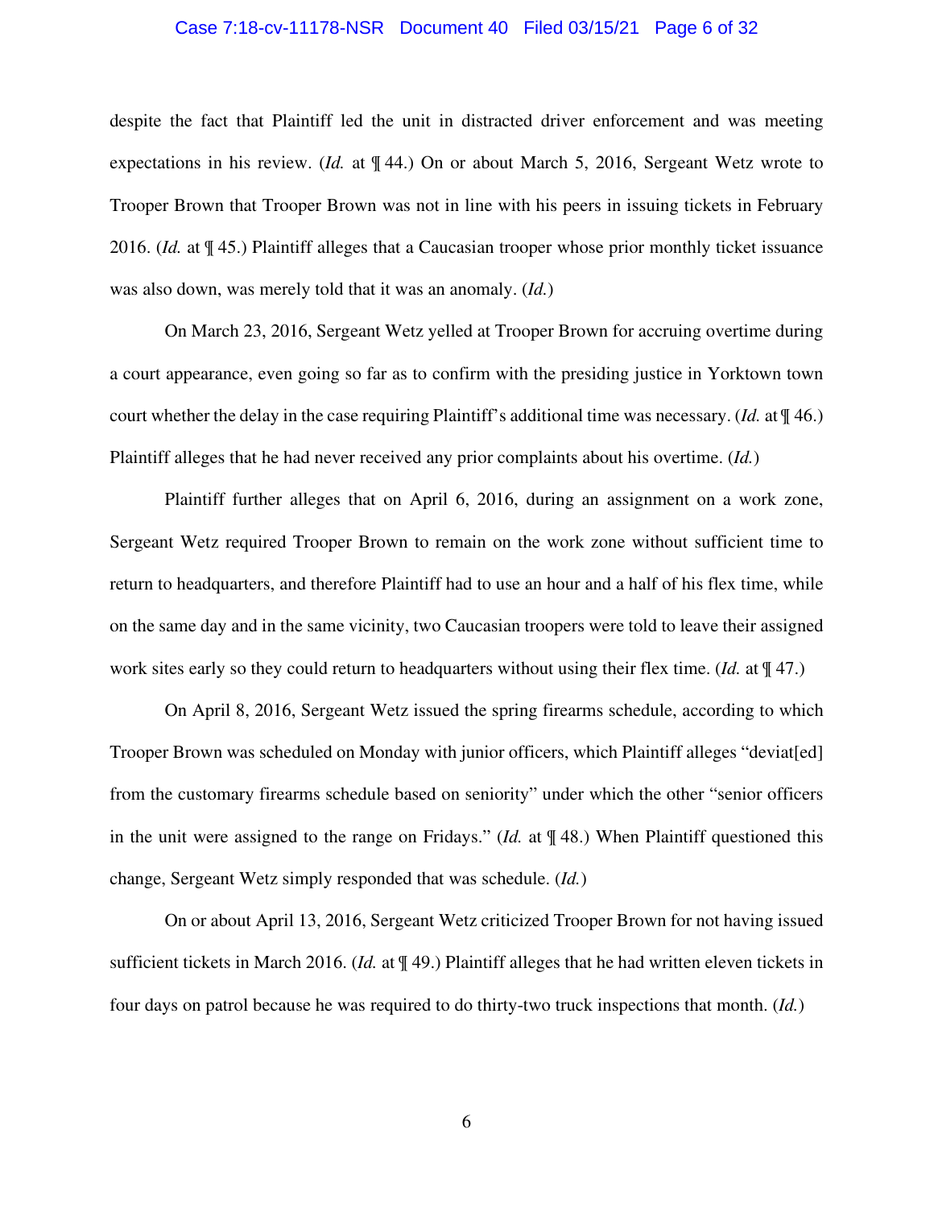despite the fact that Plaintiff led the unit in distracted driver enforcement and was meeting expectations in his review. (*Id.* at ¶ 44.) On or about March 5, 2016, Sergeant Wetz wrote to Trooper Brown that Trooper Brown was not in line with his peers in issuing tickets in February 2016. (*Id.* at ¶ 45.) Plaintiff alleges that a Caucasian trooper whose prior monthly ticket issuance was also down, was merely told that it was an anomaly. (*Id.*)

On March 23, 2016, Sergeant Wetz yelled at Trooper Brown for accruing overtime during a court appearance, even going so far as to confirm with the presiding justice in Yorktown town court whether the delay in the case requiring Plaintiff's additional time was necessary. (*Id.* at ¶ 46.) Plaintiff alleges that he had never received any prior complaints about his overtime. (*Id.*)

Plaintiff further alleges that on April 6, 2016, during an assignment on a work zone, Sergeant Wetz required Trooper Brown to remain on the work zone without sufficient time to return to headquarters, and therefore Plaintiff had to use an hour and a half of his flex time, while on the same day and in the same vicinity, two Caucasian troopers were told to leave their assigned work sites early so they could return to headquarters without using their flex time. (*Id.* at ¶ 47.)

On April 8, 2016, Sergeant Wetz issued the spring firearms schedule, according to which Trooper Brown was scheduled on Monday with junior officers, which Plaintiff alleges "deviat[ed] from the customary firearms schedule based on seniority" under which the other "senior officers in the unit were assigned to the range on Fridays." (*Id.* at ¶ 48.) When Plaintiff questioned this change, Sergeant Wetz simply responded that was schedule. (*Id.*)

On or about April 13, 2016, Sergeant Wetz criticized Trooper Brown for not having issued sufficient tickets in March 2016. (*Id.* at ¶ 49.) Plaintiff alleges that he had written eleven tickets in four days on patrol because he was required to do thirty-two truck inspections that month. (*Id.*)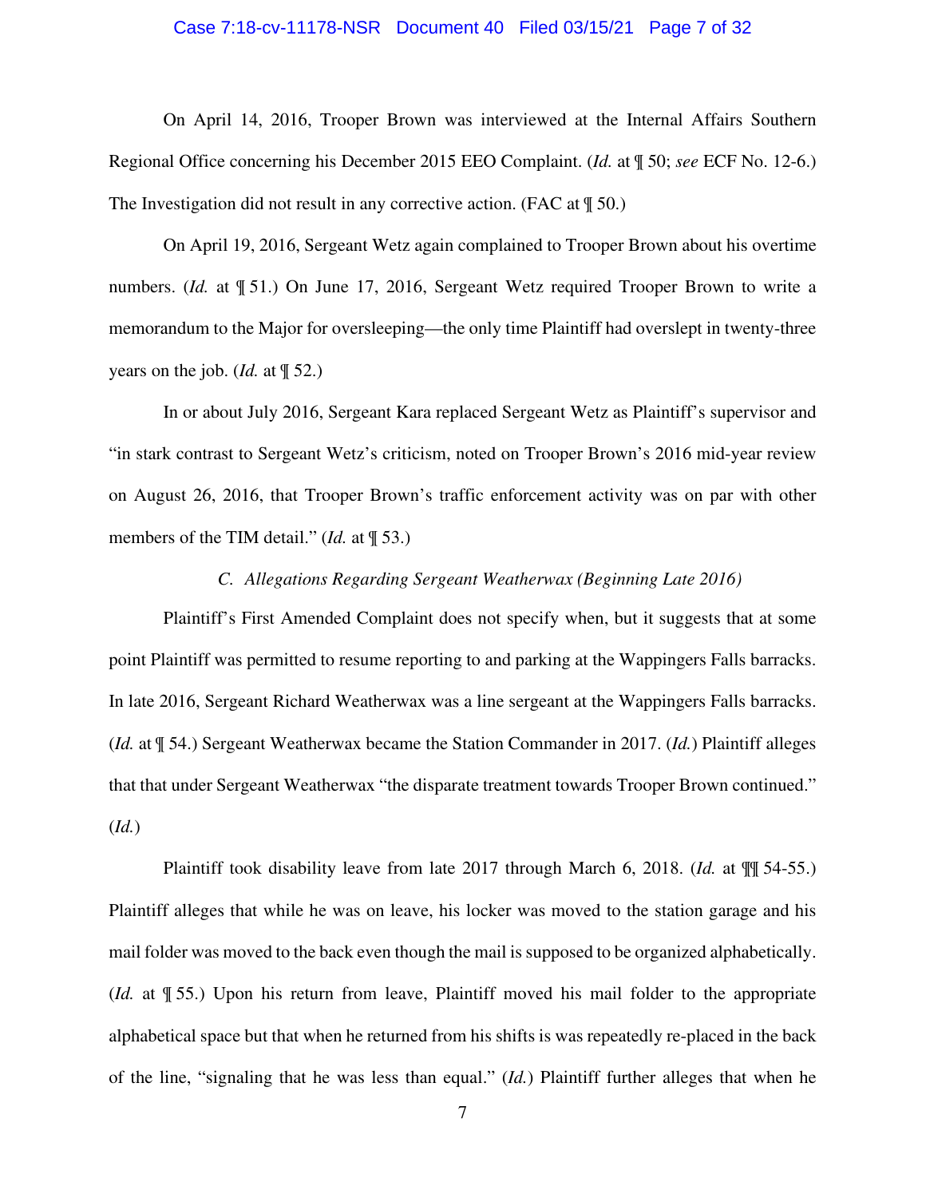On April 14, 2016, Trooper Brown was interviewed at the Internal Affairs Southern Regional Office concerning his December 2015 EEO Complaint. (*Id.* at ¶ 50; *see* ECF No. 12-6.) The Investigation did not result in any corrective action. (FAC at ¶ 50.)

On April 19, 2016, Sergeant Wetz again complained to Trooper Brown about his overtime numbers. (*Id.* at ¶ 51.) On June 17, 2016, Sergeant Wetz required Trooper Brown to write a memorandum to the Major for oversleeping—the only time Plaintiff had overslept in twenty-three years on the job. (*Id.* at ¶ 52.)

In or about July 2016, Sergeant Kara replaced Sergeant Wetz as Plaintiff's supervisor and "in stark contrast to Sergeant Wetz's criticism, noted on Trooper Brown's 2016 mid-year review on August 26, 2016, that Trooper Brown's traffic enforcement activity was on par with other members of the TIM detail." (*Id.* at ¶ 53.)

### *C. Allegations Regarding Sergeant Weatherwax (Beginning Late 2016)*

Plaintiff's First Amended Complaint does not specify when, but it suggests that at some point Plaintiff was permitted to resume reporting to and parking at the Wappingers Falls barracks. In late 2016, Sergeant Richard Weatherwax was a line sergeant at the Wappingers Falls barracks. (*Id.* at ¶ 54.) Sergeant Weatherwax became the Station Commander in 2017. (*Id.*) Plaintiff alleges that that under Sergeant Weatherwax "the disparate treatment towards Trooper Brown continued." (*Id.*)

Plaintiff took disability leave from late 2017 through March 6, 2018. (*Id.* at ¶¶ 54-55.) Plaintiff alleges that while he was on leave, his locker was moved to the station garage and his mail folder was moved to the back even though the mail is supposed to be organized alphabetically. (*Id.* at ¶ 55.) Upon his return from leave, Plaintiff moved his mail folder to the appropriate alphabetical space but that when he returned from his shifts is was repeatedly re-placed in the back of the line, "signaling that he was less than equal." (*Id.*) Plaintiff further alleges that when he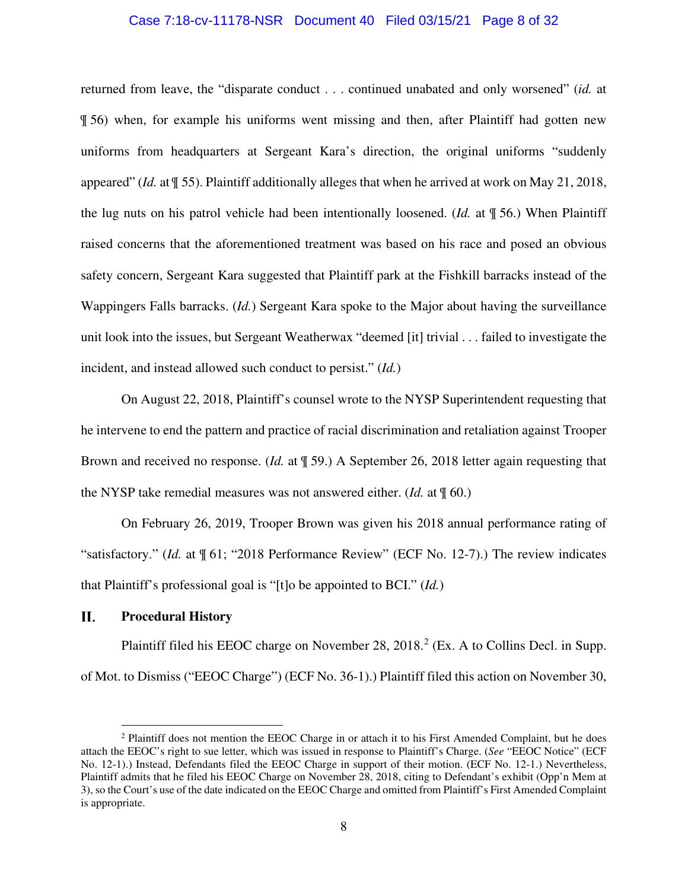returned from leave, the "disparate conduct . . . continued unabated and only worsened" (*id.* at ¶ 56) when, for example his uniforms went missing and then, after Plaintiff had gotten new uniforms from headquarters at Sergeant Kara's direction, the original uniforms "suddenly appeared" (*Id.* at ¶ 55). Plaintiff additionally alleges that when he arrived at work on May 21, 2018, the lug nuts on his patrol vehicle had been intentionally loosened. (*Id.* at ¶ 56.) When Plaintiff raised concerns that the aforementioned treatment was based on his race and posed an obvious safety concern, Sergeant Kara suggested that Plaintiff park at the Fishkill barracks instead of the Wappingers Falls barracks. (*Id.*) Sergeant Kara spoke to the Major about having the surveillance unit look into the issues, but Sergeant Weatherwax "deemed [it] trivial . . . failed to investigate the incident, and instead allowed such conduct to persist." (*Id.*)

On August 22, 2018, Plaintiff's counsel wrote to the NYSP Superintendent requesting that he intervene to end the pattern and practice of racial discrimination and retaliation against Trooper Brown and received no response. (*Id.* at ¶ 59.) A September 26, 2018 letter again requesting that the NYSP take remedial measures was not answered either. (*Id.* at ¶ 60.)

On February 26, 2019, Trooper Brown was given his 2018 annual performance rating of "satisfactory." (*Id.* at ¶ 61; "2018 Performance Review" (ECF No. 12-7).) The review indicates that Plaintiff's professional goal is "[t]o be appointed to BCI." (*Id.*)

## II. Procedural History

Plaintiff filed his EEOC charge on November 28, 2018.[2] (Ex. A to Collins Decl. in Supp. of Mot. to Dismiss ("EEOC Charge") (ECF No. 36-1).) Plaintiff filed this action on November 30,

[2] Plaintiff does not mention the EEOC Charge in or attach it to his First Amended Complaint, but he does attach the EEOC's right to sue letter, which was issued in response to Plaintiff's Charge. (*See* "EEOC Notice" (ECF No. 12-1).) Instead, Defendants filed the EEOC Charge in support of their motion. (ECF No. 12-1.) Nevertheless, Plaintiff admits that he filed his EEOC Charge on November 28, 2018, citing to Defendant's exhibit (Opp'n Mem at 3), so the Court's use of the date indicated on the EEOC Charge and omitted from Plaintiff's First Amended Complaint is appropriate.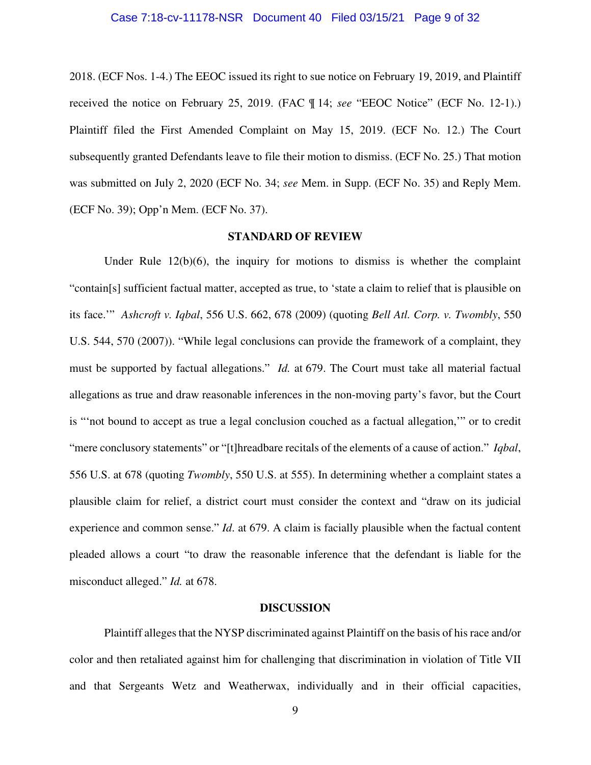2018. (ECF Nos. 1-4.) The EEOC issued its right to sue notice on February 19, 2019, and Plaintiff received the notice on February 25, 2019. (FAC ¶ 14; *see* "EEOC Notice" (ECF No. 12-1).) Plaintiff filed the First Amended Complaint on May 15, 2019. (ECF No. 12.) The Court subsequently granted Defendants leave to file their motion to dismiss. (ECF No. 25.) That motion was submitted on July 2, 2020 (ECF No. 34; *see* Mem. in Supp. (ECF No. 35) and Reply Mem. (ECF No. 39); Opp'n Mem. (ECF No. 37).

## STANDARD OF REVIEW

Under Rule 12(b)(6), the inquiry for motions to dismiss is whether the complaint "contain[s] sufficient factual matter, accepted as true, to 'state a claim to relief that is plausible on its face.'" *Ashcroft v. Iqbal*, 556 U.S. 662, 678 (2009) (quoting *Bell Atl. Corp. v. Twombly*, 550 U.S. 544, 570 (2007)). "While legal conclusions can provide the framework of a complaint, they must be supported by factual allegations." *Id.* at 679. The Court must take all material factual allegations as true and draw reasonable inferences in the non-moving party's favor, but the Court is "'not bound to accept as true a legal conclusion couched as a factual allegation,'" or to credit "mere conclusory statements" or "[t]hreadbare recitals of the elements of a cause of action." *Iqbal*, 556 U.S. at 678 (quoting *Twombly*, 550 U.S. at 555). In determining whether a complaint states a plausible claim for relief, a district court must consider the context and "draw on its judicial experience and common sense." *Id*. at 679. A claim is facially plausible when the factual content pleaded allows a court "to draw the reasonable inference that the defendant is liable for the misconduct alleged." *Id.* at 678.

## DISCUSSION

Plaintiff alleges that the NYSP discriminated against Plaintiff on the basis of his race and/or color and then retaliated against him for challenging that discrimination in violation of Title VII and that Sergeants Wetz and Weatherwax, individually and in their official capacities,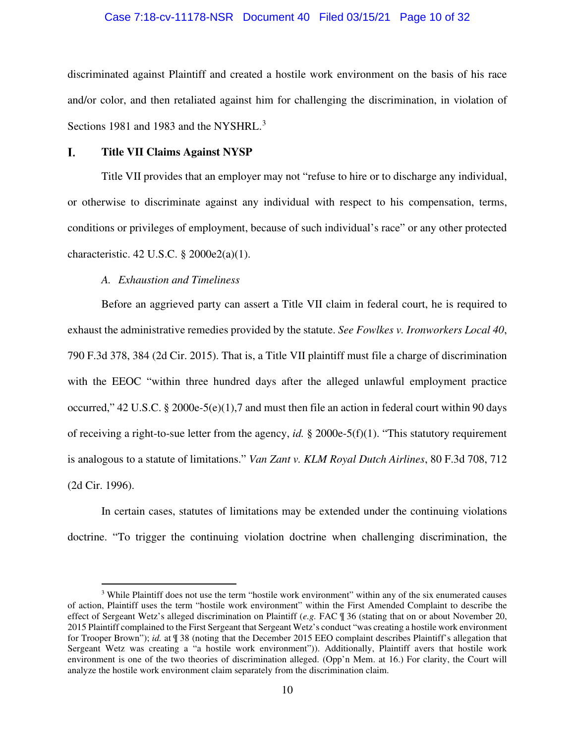discriminated against Plaintiff and created a hostile work environment on the basis of his race and/or color, and then retaliated against him for challenging the discrimination, in violation of Sections 1981 and 1983 and the NYSHRL.[3]

## I. Title VII Claims Against NYSP

Title VII provides that an employer may not "refuse to hire or to discharge any individual, or otherwise to discriminate against any individual with respect to his compensation, terms, conditions or privileges of employment, because of such individual's race" or any other protected characteristic. 42 U.S.C. § 2000e2(a)(1).

### *A. Exhaustion and Timeliness*

Before an aggrieved party can assert a Title VII claim in federal court, he is required to exhaust the administrative remedies provided by the statute. *See Fowlkes v. Ironworkers Local 40*, 790 F.3d 378, 384 (2d Cir. 2015). That is, a Title VII plaintiff must file a charge of discrimination with the EEOC "within three hundred days after the alleged unlawful employment practice occurred," 42 U.S.C. § 2000e-5(e)(1),7 and must then file an action in federal court within 90 days of receiving a right-to-sue letter from the agency, *id.* § 2000e-5(f)(1). "This statutory requirement is analogous to a statute of limitations." *Van Zant v. KLM Royal Dutch Airlines*, 80 F.3d 708, 712 (2d Cir. 1996).

In certain cases, statutes of limitations may be extended under the continuing violations doctrine. "To trigger the continuing violation doctrine when challenging discrimination, the

---

[3] While Plaintiff does not use the term "hostile work environment" within any of the six enumerated causes of action, Plaintiff uses the term "hostile work environment" within the First Amended Complaint to describe the effect of Sergeant Wetz's alleged discrimination on Plaintiff (*e.g.* FAC ¶ 36 (stating that on or about November 20, 2015 Plaintiff complained to the First Sergeant that Sergeant Wetz's conduct "was creating a hostile work environment for Trooper Brown"); *id.* at ¶ 38 (noting that the December 2015 EEO complaint describes Plaintiff's allegation that Sergeant Wetz was creating a "a hostile work environment")). Additionally, Plaintiff avers that hostile work environment is one of the two theories of discrimination alleged. (Opp'n Mem. at 16.) For clarity, the Court will analyze the hostile work environment claim separately from the discrimination claim.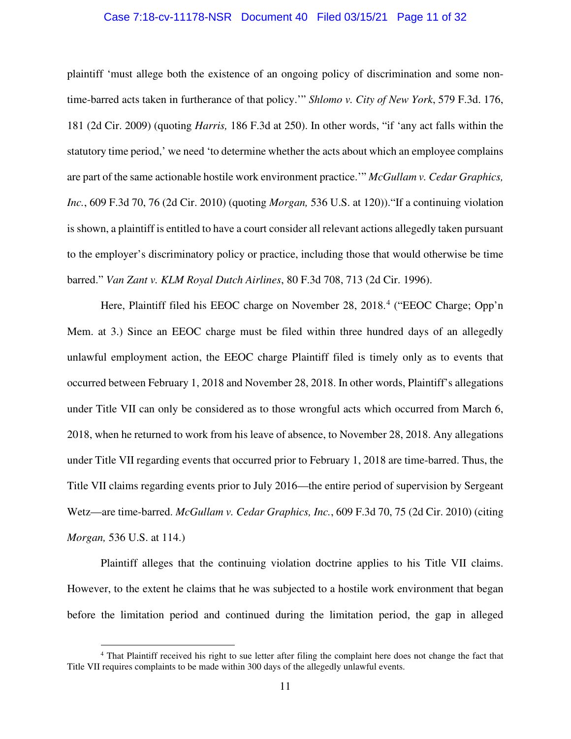plaintiff 'must allege both the existence of an ongoing policy of discrimination and some non-time-barred acts taken in furtherance of that policy.'" *Shlomo v. City of New York*, 579 F.3d. 176, 181 (2d Cir. 2009) (quoting *Harris,* 186 F.3d at 250). In other words, "if 'any act falls within the statutory time period,' we need 'to determine whether the acts about which an employee complains are part of the same actionable hostile work environment practice.'" *McGullam v. Cedar Graphics, Inc.*, 609 F.3d 70, 76 (2d Cir. 2010) (quoting *Morgan,* 536 U.S. at 120))."If a continuing violation is shown, a plaintiff is entitled to have a court consider all relevant actions allegedly taken pursuant to the employer's discriminatory policy or practice, including those that would otherwise be time barred." *Van Zant v. KLM Royal Dutch Airlines*, 80 F.3d 708, 713 (2d Cir. 1996).

Here, Plaintiff filed his EEOC charge on November 28, 2018.[4] ("EEOC Charge; Opp'n Mem. at 3.) Since an EEOC charge must be filed within three hundred days of an allegedly unlawful employment action, the EEOC charge Plaintiff filed is timely only as to events that occurred between February 1, 2018 and November 28, 2018. In other words, Plaintiff's allegations under Title VII can only be considered as to those wrongful acts which occurred from March 6, 2018, when he returned to work from his leave of absence, to November 28, 2018. Any allegations under Title VII regarding events that occurred prior to February 1, 2018 are time-barred. Thus, the Title VII claims regarding events prior to July 2016—the entire period of supervision by Sergeant Wetz—are time-barred. *McGullam v. Cedar Graphics, Inc.*, 609 F.3d 70, 75 (2d Cir. 2010) (citing *Morgan,* 536 U.S. at 114.)

Plaintiff alleges that the continuing violation doctrine applies to his Title VII claims. However, to the extent he claims that he was subjected to a hostile work environment that began before the limitation period and continued during the limitation period, the gap in alleged

[4] That Plaintiff received his right to sue letter after filing the complaint here does not change the fact that Title VII requires complaints to be made within 300 days of the allegedly unlawful events.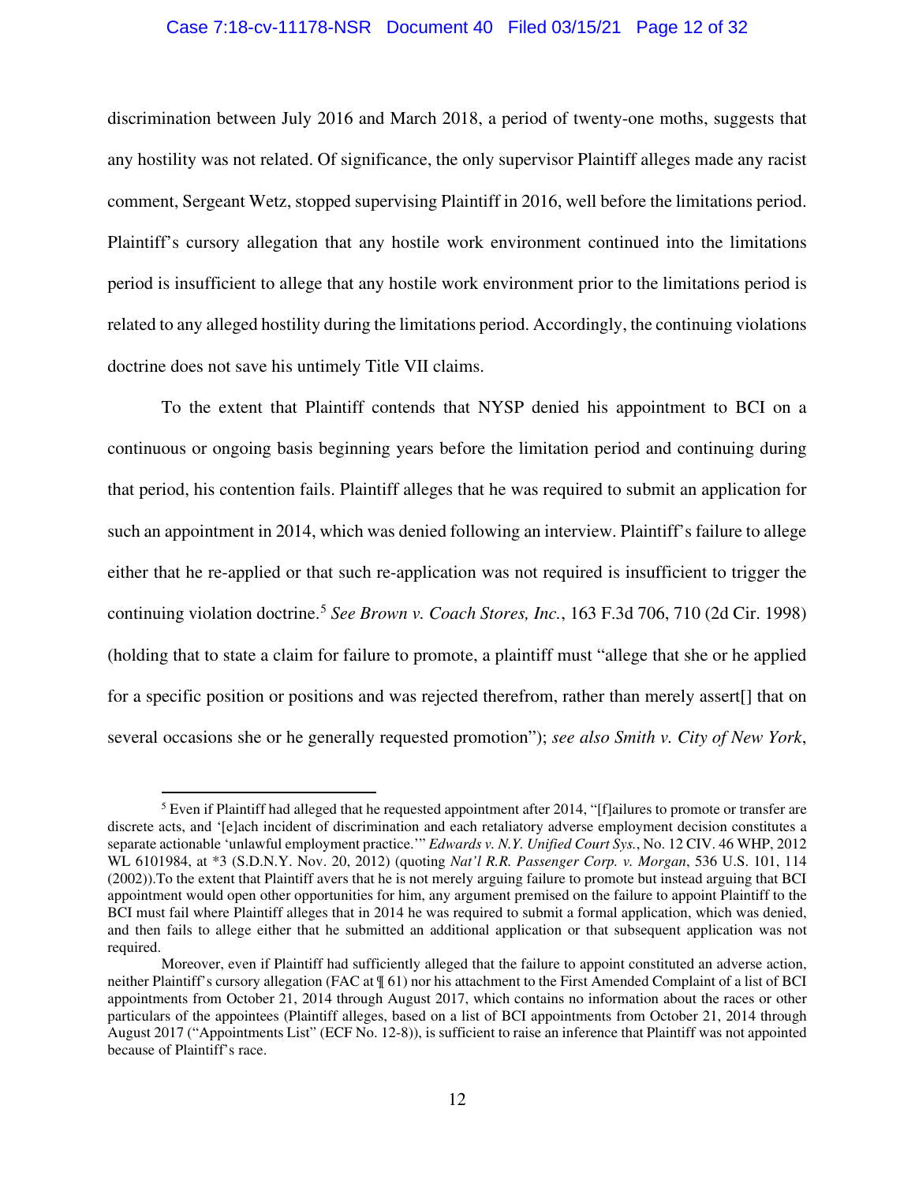discrimination between July 2016 and March 2018, a period of twenty-one moths, suggests that any hostility was not related. Of significance, the only supervisor Plaintiff alleges made any racist comment, Sergeant Wetz, stopped supervising Plaintiff in 2016, well before the limitations period. Plaintiff's cursory allegation that any hostile work environment continued into the limitations period is insufficient to allege that any hostile work environment prior to the limitations period is related to any alleged hostility during the limitations period. Accordingly, the continuing violations doctrine does not save his untimely Title VII claims.

To the extent that Plaintiff contends that NYSP denied his appointment to BCI on a continuous or ongoing basis beginning years before the limitation period and continuing during that period, his contention fails. Plaintiff alleges that he was required to submit an application for such an appointment in 2014, which was denied following an interview. Plaintiff's failure to allege either that he re-applied or that such re-application was not required is insufficient to trigger the continuing violation doctrine.[5] *See Brown v. Coach Stores, Inc.*, 163 F.3d 706, 710 (2d Cir. 1998) (holding that to state a claim for failure to promote, a plaintiff must "allege that she or he applied for a specific position or positions and was rejected therefrom, rather than merely assert[] that on several occasions she or he generally requested promotion"); *see also Smith v. City of New York*,

---

[5] Even if Plaintiff had alleged that he requested appointment after 2014, "[f]ailures to promote or transfer are discrete acts, and '[e]ach incident of discrimination and each retaliatory adverse employment decision constitutes a separate actionable 'unlawful employment practice.'" *Edwards v. N.Y. Unified Court Sys.*, No. 12 CIV. 46 WHP, 2012 WL 6101984, at *3 (S.D.N.Y. Nov. 20, 2012) (quoting *Nat'l R.R. Passenger Corp. v. Morgan*, 536 U.S. 101, 114 (2002)).To the extent that Plaintiff avers that he is not merely arguing failure to promote but instead arguing that BCI appointment would open other opportunities for him, any argument premised on the failure to appoint Plaintiff to the BCI must fail where Plaintiff alleges that in 2014 he was required to submit a formal application, which was denied, and then fails to allege either that he submitted an additional application or that subsequent application was not required.

Moreover, even if Plaintiff had sufficiently alleged that the failure to appoint constituted an adverse action, neither Plaintiff's cursory allegation (FAC at ¶ 61) nor his attachment to the First Amended Complaint of a list of BCI appointments from October 21, 2014 through August 2017, which contains no information about the races or other particulars of the appointees (Plaintiff alleges, based on a list of BCI appointments from October 21, 2014 through August 2017 ("Appointments List" (ECF No. 12-8)), is sufficient to raise an inference that Plaintiff was not appointed because of Plaintiff's race.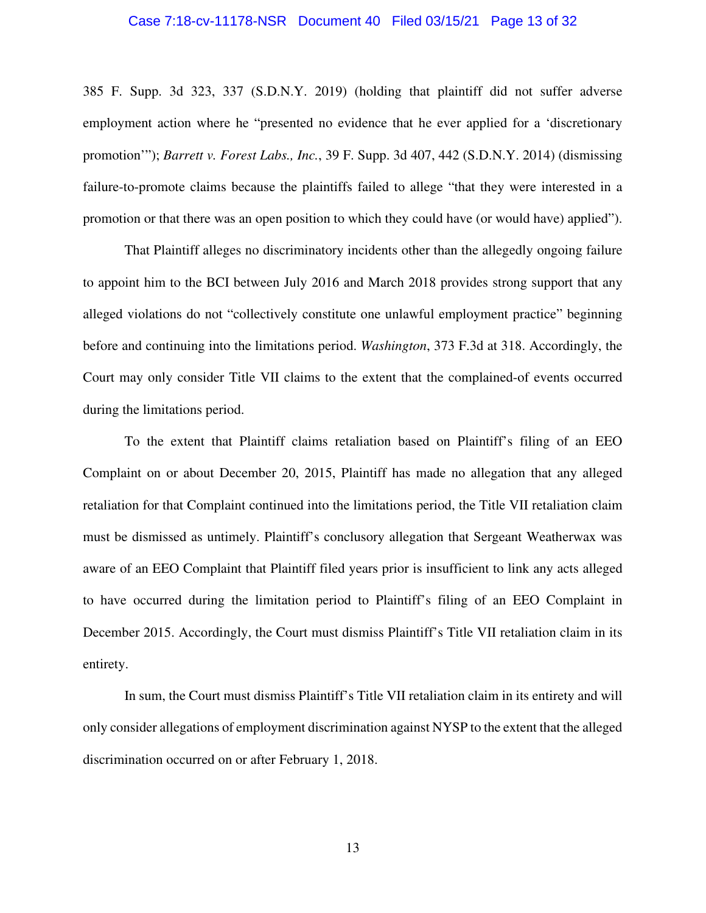385 F. Supp. 3d 323, 337 (S.D.N.Y. 2019) (holding that plaintiff did not suffer adverse employment action where he "presented no evidence that he ever applied for a 'discretionary promotion'"); *Barrett v. Forest Labs., Inc.*, 39 F. Supp. 3d 407, 442 (S.D.N.Y. 2014) (dismissing failure-to-promote claims because the plaintiffs failed to allege "that they were interested in a promotion or that there was an open position to which they could have (or would have) applied").

That Plaintiff alleges no discriminatory incidents other than the allegedly ongoing failure to appoint him to the BCI between July 2016 and March 2018 provides strong support that any alleged violations do not "collectively constitute one unlawful employment practice" beginning before and continuing into the limitations period. *Washington*, 373 F.3d at 318. Accordingly, the Court may only consider Title VII claims to the extent that the complained-of events occurred during the limitations period.

To the extent that Plaintiff claims retaliation based on Plaintiff's filing of an EEO Complaint on or about December 20, 2015, Plaintiff has made no allegation that any alleged retaliation for that Complaint continued into the limitations period, the Title VII retaliation claim must be dismissed as untimely. Plaintiff's conclusory allegation that Sergeant Weatherwax was aware of an EEO Complaint that Plaintiff filed years prior is insufficient to link any acts alleged to have occurred during the limitation period to Plaintiff's filing of an EEO Complaint in December 2015. Accordingly, the Court must dismiss Plaintiff's Title VII retaliation claim in its entirety.

In sum, the Court must dismiss Plaintiff's Title VII retaliation claim in its entirety and will only consider allegations of employment discrimination against NYSP to the extent that the alleged discrimination occurred on or after February 1, 2018.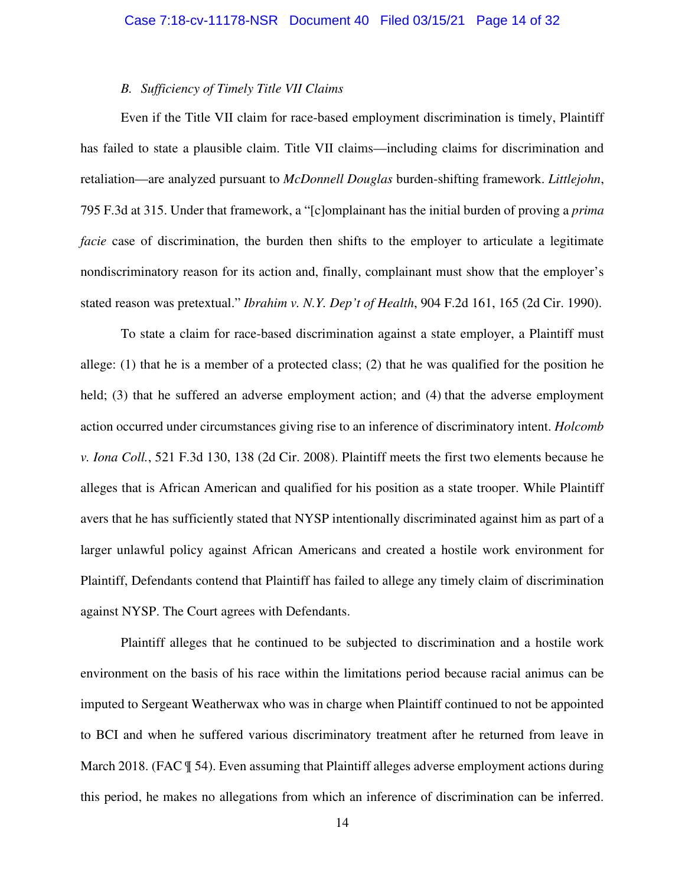### B. *Sufficiency of Timely Title VII Claims*

Even if the Title VII claim for race-based employment discrimination is timely, Plaintiff has failed to state a plausible claim. Title VII claims—including claims for discrimination and retaliation—are analyzed pursuant to *McDonnell Douglas* burden-shifting framework. *Littlejohn*, 795 F.3d at 315. Under that framework, a "[c]omplainant has the initial burden of proving a *prima facie* case of discrimination, the burden then shifts to the employer to articulate a legitimate nondiscriminatory reason for its action and, finally, complainant must show that the employer's stated reason was pretextual." *Ibrahim v. N.Y. Dep't of Health*, 904 F.2d 161, 165 (2d Cir. 1990).

To state a claim for race-based discrimination against a state employer, a Plaintiff must allege: (1) that he is a member of a protected class; (2) that he was qualified for the position he held; (3) that he suffered an adverse employment action; and (4) that the adverse employment action occurred under circumstances giving rise to an inference of discriminatory intent. *Holcomb v. Iona Coll.*, 521 F.3d 130, 138 (2d Cir. 2008). Plaintiff meets the first two elements because he alleges that is African American and qualified for his position as a state trooper. While Plaintiff avers that he has sufficiently stated that NYSP intentionally discriminated against him as part of a larger unlawful policy against African Americans and created a hostile work environment for Plaintiff, Defendants contend that Plaintiff has failed to allege any timely claim of discrimination against NYSP. The Court agrees with Defendants.

Plaintiff alleges that he continued to be subjected to discrimination and a hostile work environment on the basis of his race within the limitations period because racial animus can be imputed to Sergeant Weatherwax who was in charge when Plaintiff continued to not be appointed to BCI and when he suffered various discriminatory treatment after he returned from leave in March 2018. (FAC ¶ 54). Even assuming that Plaintiff alleges adverse employment actions during this period, he makes no allegations from which an inference of discrimination can be inferred.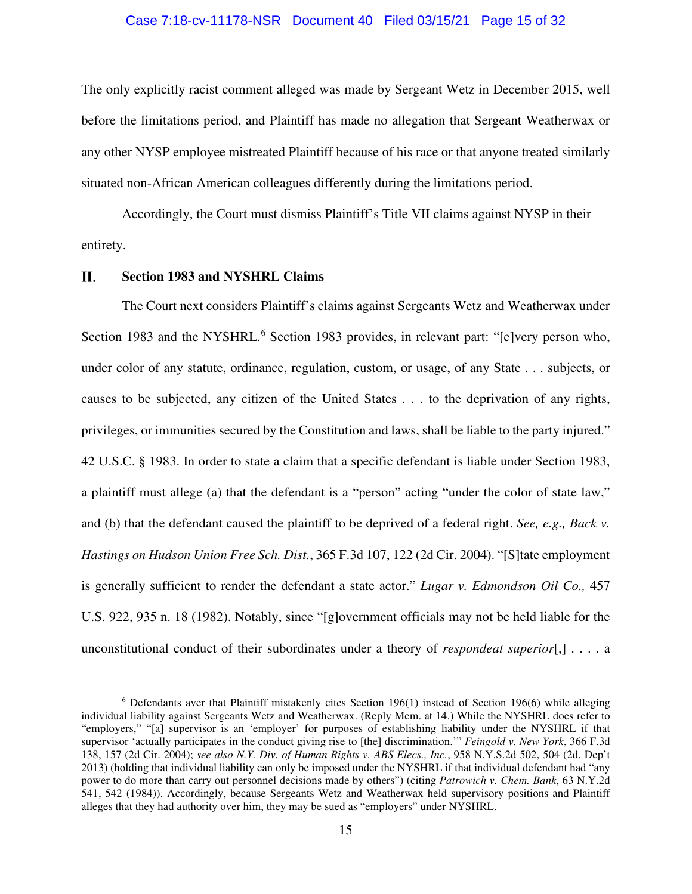The only explicitly racist comment alleged was made by Sergeant Wetz in December 2015, well before the limitations period, and Plaintiff has made no allegation that Sergeant Weatherwax or any other NYSP employee mistreated Plaintiff because of his race or that anyone treated similarly situated non-African American colleagues differently during the limitations period.

Accordingly, the Court must dismiss Plaintiff's Title VII claims against NYSP in their entirety.

## II. Section 1983 and NYSHRL Claims

The Court next considers Plaintiff's claims against Sergeants Wetz and Weatherwax under Section 1983 and the NYSHRL.[6] Section 1983 provides, in relevant part: "[e]very person who, under color of any statute, ordinance, regulation, custom, or usage, of any State . . . subjects, or causes to be subjected, any citizen of the United States . . . to the deprivation of any rights, privileges, or immunities secured by the Constitution and laws, shall be liable to the party injured." 42 U.S.C. § 1983. In order to state a claim that a specific defendant is liable under Section 1983, a plaintiff must allege (a) that the defendant is a "person" acting "under the color of state law," and (b) that the defendant caused the plaintiff to be deprived of a federal right. *See, e.g., Back v. Hastings on Hudson Union Free Sch. Dist.*, 365 F.3d 107, 122 (2d Cir. 2004). "[S]tate employment is generally sufficient to render the defendant a state actor." *Lugar v. Edmondson Oil Co.,* 457 U.S. 922, 935 n. 18 (1982). Notably, since "[g]overnment officials may not be held liable for the unconstitutional conduct of their subordinates under a theory of *respondeat superior*[,] . . . . a

---

[6] Defendants aver that Plaintiff mistakenly cites Section 196(1) instead of Section 196(6) while alleging individual liability against Sergeants Wetz and Weatherwax. (Reply Mem. at 14.) While the NYSHRL does refer to "employers," "[a] supervisor is an 'employer' for purposes of establishing liability under the NYSHRL if that supervisor 'actually participates in the conduct giving rise to [the] discrimination.'" *Feingold v. New York*, 366 F.3d 138, 157 (2d Cir. 2004); *see also N.Y. Div. of Human Rights v. ABS Elecs., Inc.*, 958 N.Y.S.2d 502, 504 (2d. Dep't 2013) (holding that individual liability can only be imposed under the NYSHRL if that individual defendant had "any power to do more than carry out personnel decisions made by others") (citing *Patrowich v. Chem. Bank*, 63 N.Y.2d 541, 542 (1984)). Accordingly, because Sergeants Wetz and Weatherwax held supervisory positions and Plaintiff alleges that they had authority over him, they may be sued as "employers" under NYSHRL.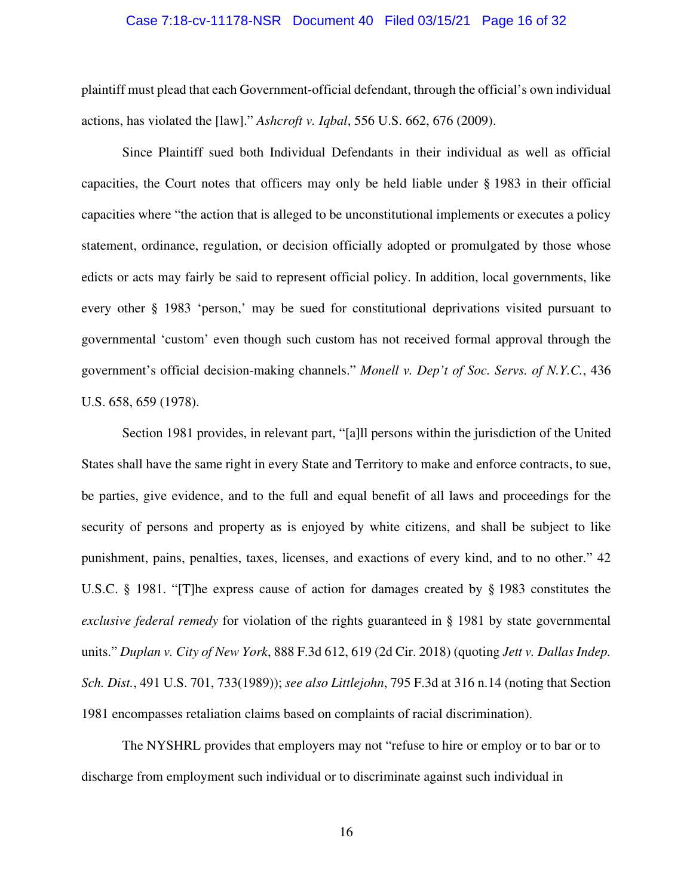plaintiff must plead that each Government-official defendant, through the official's own individual actions, has violated the [law]." *Ashcroft v. Iqbal*, 556 U.S. 662, 676 (2009).

Since Plaintiff sued both Individual Defendants in their individual as well as official capacities, the Court notes that officers may only be held liable under § 1983 in their official capacities where "the action that is alleged to be unconstitutional implements or executes a policy statement, ordinance, regulation, or decision officially adopted or promulgated by those whose edicts or acts may fairly be said to represent official policy. In addition, local governments, like every other § 1983 'person,' may be sued for constitutional deprivations visited pursuant to governmental 'custom' even though such custom has not received formal approval through the government's official decision-making channels." *Monell v. Dep't of Soc. Servs. of N.Y.C.*, 436 U.S. 658, 659 (1978).

Section 1981 provides, in relevant part, "[a]ll persons within the jurisdiction of the United States shall have the same right in every State and Territory to make and enforce contracts, to sue, be parties, give evidence, and to the full and equal benefit of all laws and proceedings for the security of persons and property as is enjoyed by white citizens, and shall be subject to like punishment, pains, penalties, taxes, licenses, and exactions of every kind, and to no other." 42 U.S.C. § 1981. "[T]he express cause of action for damages created by § 1983 constitutes the *exclusive federal remedy* for violation of the rights guaranteed in § 1981 by state governmental units." *Duplan v. City of New York*, 888 F.3d 612, 619 (2d Cir. 2018) (quoting *Jett v. Dallas Indep. Sch. Dist.*, 491 U.S. 701, 733(1989)); *see also Littlejohn*, 795 F.3d at 316 n.14 (noting that Section 1981 encompasses retaliation claims based on complaints of racial discrimination).

The NYSHRL provides that employers may not "refuse to hire or employ or to bar or to discharge from employment such individual or to discriminate against such individual in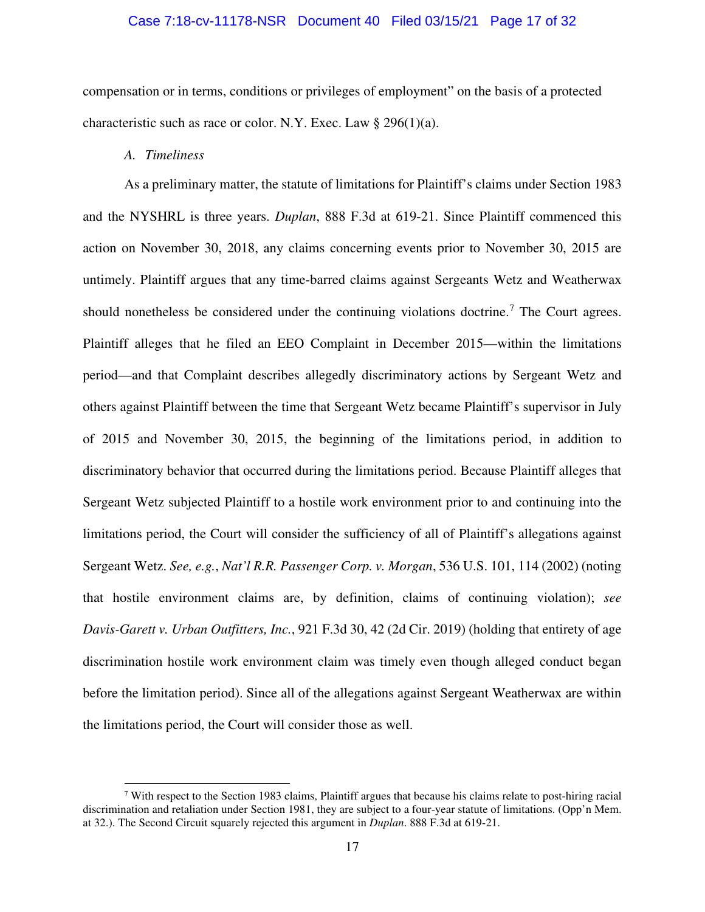compensation or in terms, conditions or privileges of employment" on the basis of a protected characteristic such as race or color. N.Y. Exec. Law § 296(1)(a).

### *A. Timeliness*

As a preliminary matter, the statute of limitations for Plaintiff's claims under Section 1983 and the NYSHRL is three years. *Duplan*, 888 F.3d at 619-21. Since Plaintiff commenced this action on November 30, 2018, any claims concerning events prior to November 30, 2015 are untimely. Plaintiff argues that any time-barred claims against Sergeants Wetz and Weatherwax should nonetheless be considered under the continuing violations doctrine.[7] The Court agrees. Plaintiff alleges that he filed an EEO Complaint in December 2015—within the limitations period—and that Complaint describes allegedly discriminatory actions by Sergeant Wetz and others against Plaintiff between the time that Sergeant Wetz became Plaintiff's supervisor in July of 2015 and November 30, 2015, the beginning of the limitations period, in addition to discriminatory behavior that occurred during the limitations period. Because Plaintiff alleges that Sergeant Wetz subjected Plaintiff to a hostile work environment prior to and continuing into the limitations period, the Court will consider the sufficiency of all of Plaintiff's allegations against Sergeant Wetz. *See, e.g.*, *Nat'l R.R. Passenger Corp. v. Morgan*, 536 U.S. 101, 114 (2002) (noting that hostile environment claims are, by definition, claims of continuing violation); *see Davis-Garett v. Urban Outfitters, Inc.*, 921 F.3d 30, 42 (2d Cir. 2019) (holding that entirety of age discrimination hostile work environment claim was timely even though alleged conduct began before the limitation period). Since all of the allegations against Sergeant Weatherwax are within the limitations period, the Court will consider those as well.

---

[7] With respect to the Section 1983 claims, Plaintiff argues that because his claims relate to post-hiring racial discrimination and retaliation under Section 1981, they are subject to a four-year statute of limitations. (Opp'n Mem. at 32.). The Second Circuit squarely rejected this argument in *Duplan*. 888 F.3d at 619-21.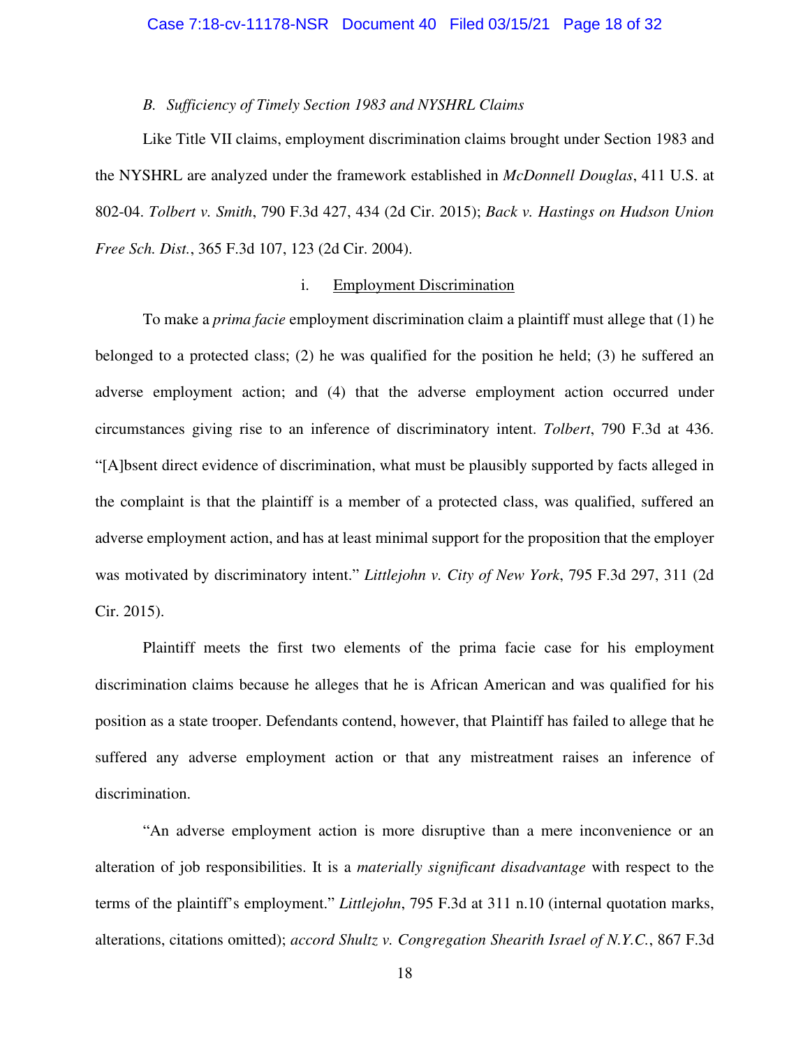*B. Sufficiency of Timely Section 1983 and NYSHRL Claims*

Like Title VII claims, employment discrimination claims brought under Section 1983 and the NYSHRL are analyzed under the framework established in *McDonnell Douglas*, 411 U.S. at 802-04. *Tolbert v. Smith*, 790 F.3d 427, 434 (2d Cir. 2015); *Back v. Hastings on Hudson Union Free Sch. Dist.*, 365 F.3d 107, 123 (2d Cir. 2004).

i. Employment Discrimination

To make a *prima facie* employment discrimination claim a plaintiff must allege that (1) he belonged to a protected class; (2) he was qualified for the position he held; (3) he suffered an adverse employment action; and (4) that the adverse employment action occurred under circumstances giving rise to an inference of discriminatory intent. *Tolbert*, 790 F.3d at 436. "[A]bsent direct evidence of discrimination, what must be plausibly supported by facts alleged in the complaint is that the plaintiff is a member of a protected class, was qualified, suffered an adverse employment action, and has at least minimal support for the proposition that the employer was motivated by discriminatory intent." *Littlejohn v. City of New York*, 795 F.3d 297, 311 (2d Cir. 2015).

Plaintiff meets the first two elements of the prima facie case for his employment discrimination claims because he alleges that he is African American and was qualified for his position as a state trooper. Defendants contend, however, that Plaintiff has failed to allege that he suffered any adverse employment action or that any mistreatment raises an inference of discrimination.

"An adverse employment action is more disruptive than a mere inconvenience or an alteration of job responsibilities. It is a *materially significant disadvantage* with respect to the terms of the plaintiff's employment." *Littlejohn*, 795 F.3d at 311 n.10 (internal quotation marks, alterations, citations omitted); *accord Shultz v. Congregation Shearith Israel of N.Y.C.*, 867 F.3d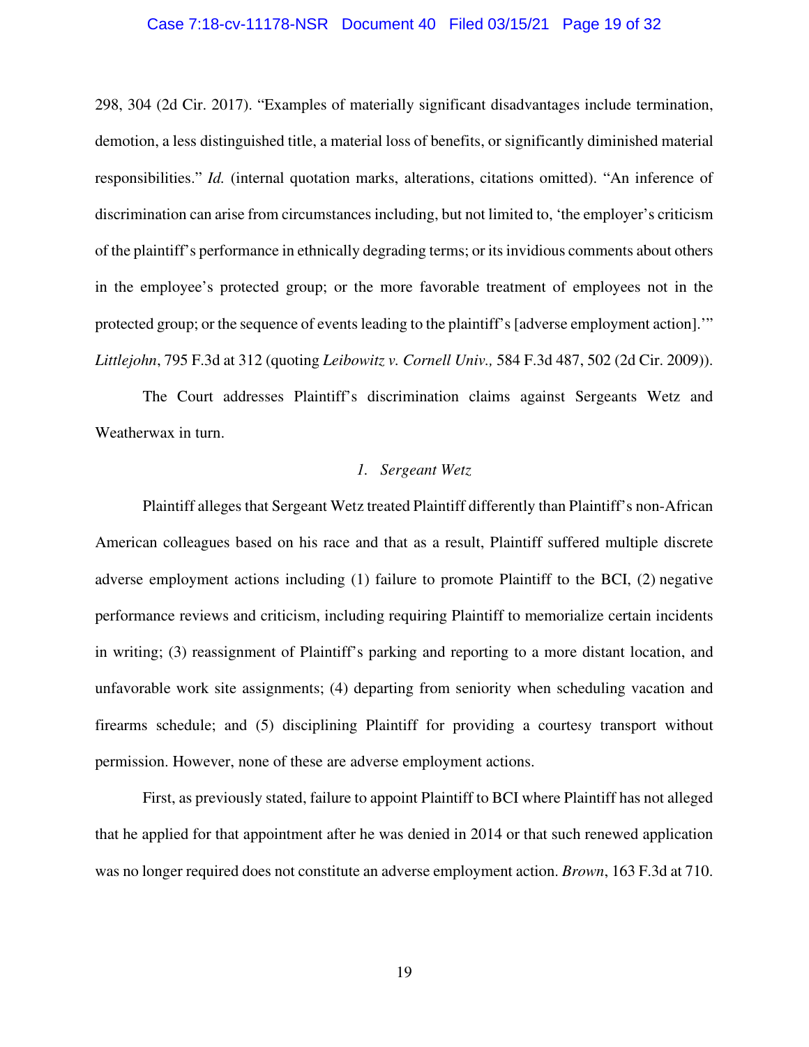298, 304 (2d Cir. 2017). "Examples of materially significant disadvantages include termination, demotion, a less distinguished title, a material loss of benefits, or significantly diminished material responsibilities." *Id.* (internal quotation marks, alterations, citations omitted). "An inference of discrimination can arise from circumstances including, but not limited to, 'the employer's criticism of the plaintiff's performance in ethnically degrading terms; or its invidious comments about others in the employee's protected group; or the more favorable treatment of employees not in the protected group; or the sequence of events leading to the plaintiff's [adverse employment action].'" *Littlejohn*, 795 F.3d at 312 (quoting *Leibowitz v. Cornell Univ.,* 584 F.3d 487, 502 (2d Cir. 2009)).

The Court addresses Plaintiff's discrimination claims against Sergeants Wetz and Weatherwax in turn.

### *1. Sergeant Wetz*

Plaintiff alleges that Sergeant Wetz treated Plaintiff differently than Plaintiff's non-African American colleagues based on his race and that as a result, Plaintiff suffered multiple discrete adverse employment actions including (1) failure to promote Plaintiff to the BCI, (2) negative performance reviews and criticism, including requiring Plaintiff to memorialize certain incidents in writing; (3) reassignment of Plaintiff's parking and reporting to a more distant location, and unfavorable work site assignments; (4) departing from seniority when scheduling vacation and firearms schedule; and (5) disciplining Plaintiff for providing a courtesy transport without permission. However, none of these are adverse employment actions.

First, as previously stated, failure to appoint Plaintiff to BCI where Plaintiff has not alleged that he applied for that appointment after he was denied in 2014 or that such renewed application was no longer required does not constitute an adverse employment action. *Brown*, 163 F.3d at 710.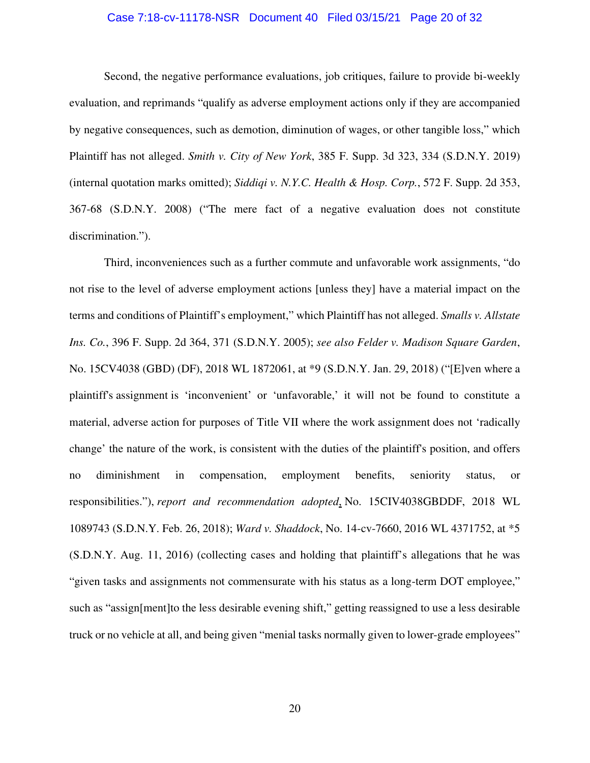Second, the negative performance evaluations, job critiques, failure to provide bi-weekly evaluation, and reprimands "qualify as adverse employment actions only if they are accompanied by negative consequences, such as demotion, diminution of wages, or other tangible loss," which Plaintiff has not alleged. *Smith v. City of New York*, 385 F. Supp. 3d 323, 334 (S.D.N.Y. 2019) (internal quotation marks omitted); *Siddiqi v. N.Y.C. Health & Hosp. Corp.*, 572 F. Supp. 2d 353, 367-68 (S.D.N.Y. 2008) ("The mere fact of a negative evaluation does not constitute discrimination.").

Third, inconveniences such as a further commute and unfavorable work assignments, "do not rise to the level of adverse employment actions [unless they] have a material impact on the terms and conditions of Plaintiff's employment," which Plaintiff has not alleged. *Smalls v. Allstate Ins. Co.*, 396 F. Supp. 2d 364, 371 (S.D.N.Y. 2005); *see also Felder v. Madison Square Garden*, No. 15CV4038 (GBD) (DF), 2018 WL 1872061, at *9 (S.D.N.Y. Jan. 29, 2018) ("[E]ven where a plaintiff's assignment is 'inconvenient' or 'unfavorable,' it will not be found to constitute a material, adverse action for purposes of Title VII where the work assignment does not 'radically change' the nature of the work, is consistent with the duties of the plaintiff's position, and offers no diminishment in compensation, employment benefits, seniority status, or responsibilities."), *report and recommendation adopted*, No. 15CIV4038GBDDF, 2018 WL 1089743 (S.D.N.Y. Feb. 26, 2018); *Ward v. Shaddock*, No. 14-cv-7660, 2016 WL 4371752, at *5 (S.D.N.Y. Aug. 11, 2016) (collecting cases and holding that plaintiff's allegations that he was "given tasks and assignments not commensurate with his status as a long-term DOT employee," such as "assign[ment]to the less desirable evening shift," getting reassigned to use a less desirable truck or no vehicle at all, and being given "menial tasks normally given to lower-grade employees"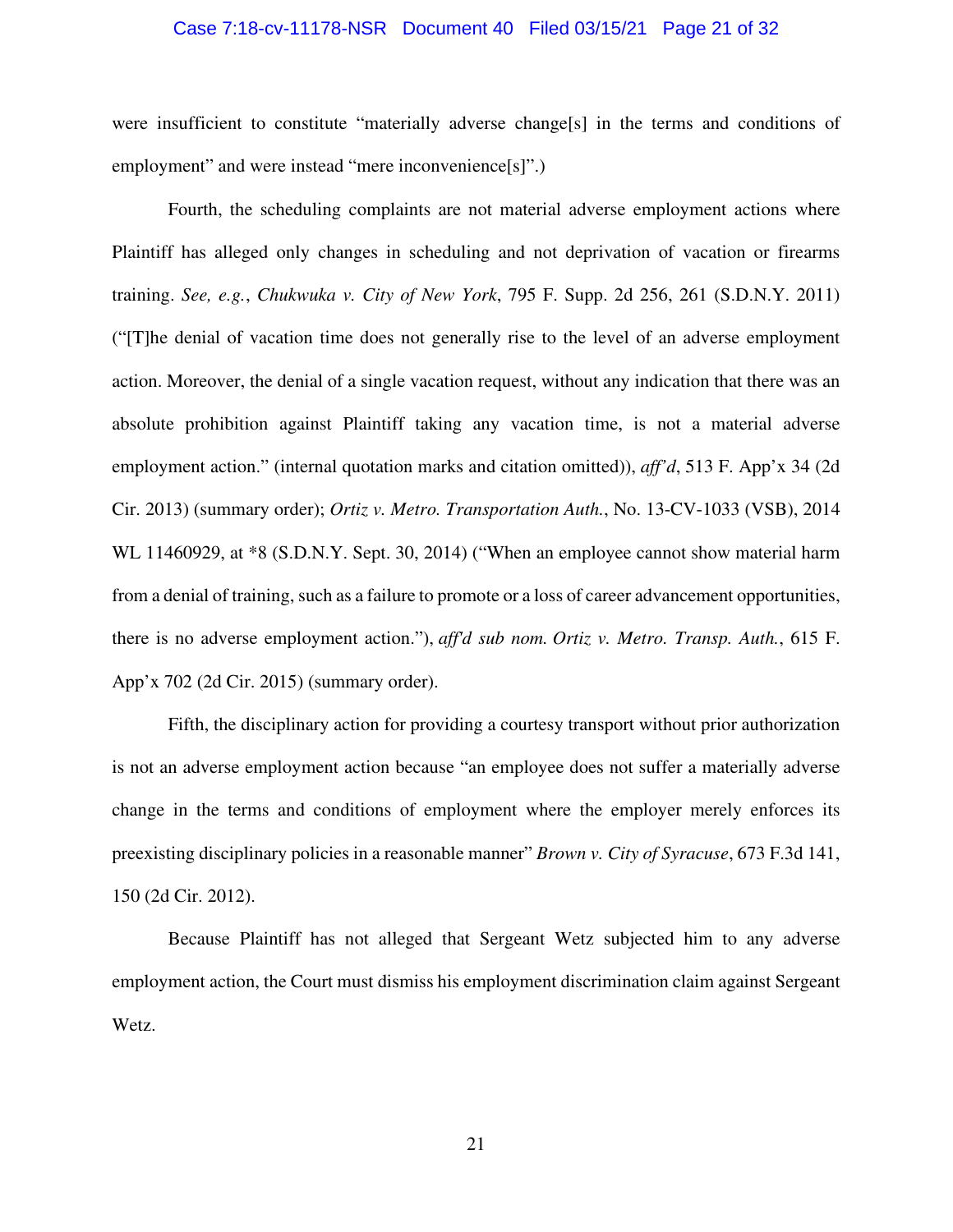were insufficient to constitute "materially adverse change[s] in the terms and conditions of employment" and were instead "mere inconvenience[s]".)

Fourth, the scheduling complaints are not material adverse employment actions where Plaintiff has alleged only changes in scheduling and not deprivation of vacation or firearms training. *See, e.g.*, *Chukwuka v. City of New York*, 795 F. Supp. 2d 256, 261 (S.D.N.Y. 2011) ("[T]he denial of vacation time does not generally rise to the level of an adverse employment action. Moreover, the denial of a single vacation request, without any indication that there was an absolute prohibition against Plaintiff taking any vacation time, is not a material adverse employment action." (internal quotation marks and citation omitted)), *aff'd*, 513 F. App'x 34 (2d Cir. 2013) (summary order); *Ortiz v. Metro. Transportation Auth.*, No. 13-CV-1033 (VSB), 2014 WL 11460929, at *8 (S.D.N.Y. Sept. 30, 2014) ("When an employee cannot show material harm from a denial of training, such as a failure to promote or a loss of career advancement opportunities, there is no adverse employment action."), *aff'd sub nom. Ortiz v. Metro. Transp. Auth.*, 615 F. App'x 702 (2d Cir. 2015) (summary order).

Fifth, the disciplinary action for providing a courtesy transport without prior authorization is not an adverse employment action because "an employee does not suffer a materially adverse change in the terms and conditions of employment where the employer merely enforces its preexisting disciplinary policies in a reasonable manner" *Brown v. City of Syracuse*, 673 F.3d 141, 150 (2d Cir. 2012).

Because Plaintiff has not alleged that Sergeant Wetz subjected him to any adverse employment action, the Court must dismiss his employment discrimination claim against Sergeant Wetz.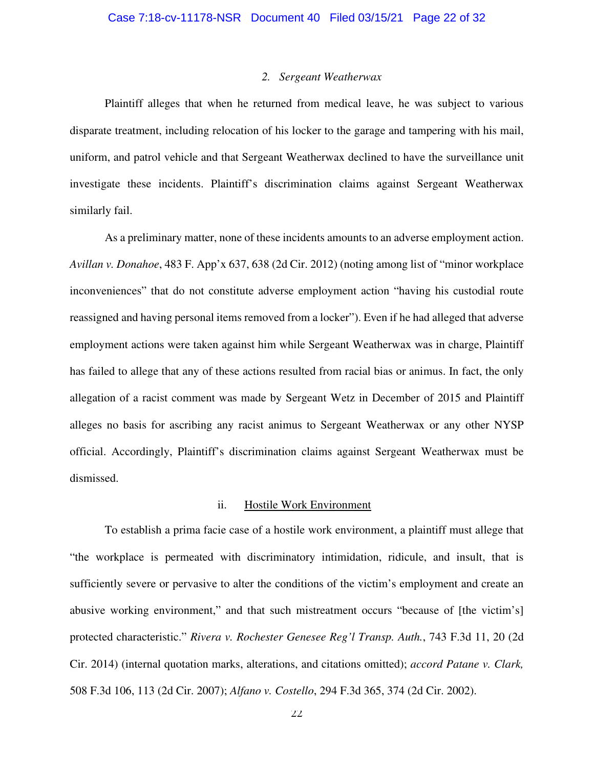#### 2. *Sergeant Weatherwax*

Plaintiff alleges that when he returned from medical leave, he was subject to various disparate treatment, including relocation of his locker to the garage and tampering with his mail, uniform, and patrol vehicle and that Sergeant Weatherwax declined to have the surveillance unit investigate these incidents. Plaintiff's discrimination claims against Sergeant Weatherwax similarly fail.

As a preliminary matter, none of these incidents amounts to an adverse employment action. *Avillan v. Donahoe*, 483 F. App'x 637, 638 (2d Cir. 2012) (noting among list of "minor workplace inconveniences" that do not constitute adverse employment action "having his custodial route reassigned and having personal items removed from a locker"). Even if he had alleged that adverse employment actions were taken against him while Sergeant Weatherwax was in charge, Plaintiff has failed to allege that any of these actions resulted from racial bias or animus. In fact, the only allegation of a racist comment was made by Sergeant Wetz in December of 2015 and Plaintiff alleges no basis for ascribing any racist animus to Sergeant Weatherwax or any other NYSP official. Accordingly, Plaintiff's discrimination claims against Sergeant Weatherwax must be dismissed.

### ii. Hostile Work Environment

To establish a prima facie case of a hostile work environment, a plaintiff must allege that "the workplace is permeated with discriminatory intimidation, ridicule, and insult, that is sufficiently severe or pervasive to alter the conditions of the victim's employment and create an abusive working environment," and that such mistreatment occurs "because of [the victim's] protected characteristic." *Rivera v. Rochester Genesee Reg'l Transp. Auth.*, 743 F.3d 11, 20 (2d Cir. 2014) (internal quotation marks, alterations, and citations omitted); *accord Patane v. Clark,* 508 F.3d 106, 113 (2d Cir. 2007); *Alfano v. Costello*, 294 F.3d 365, 374 (2d Cir. 2002).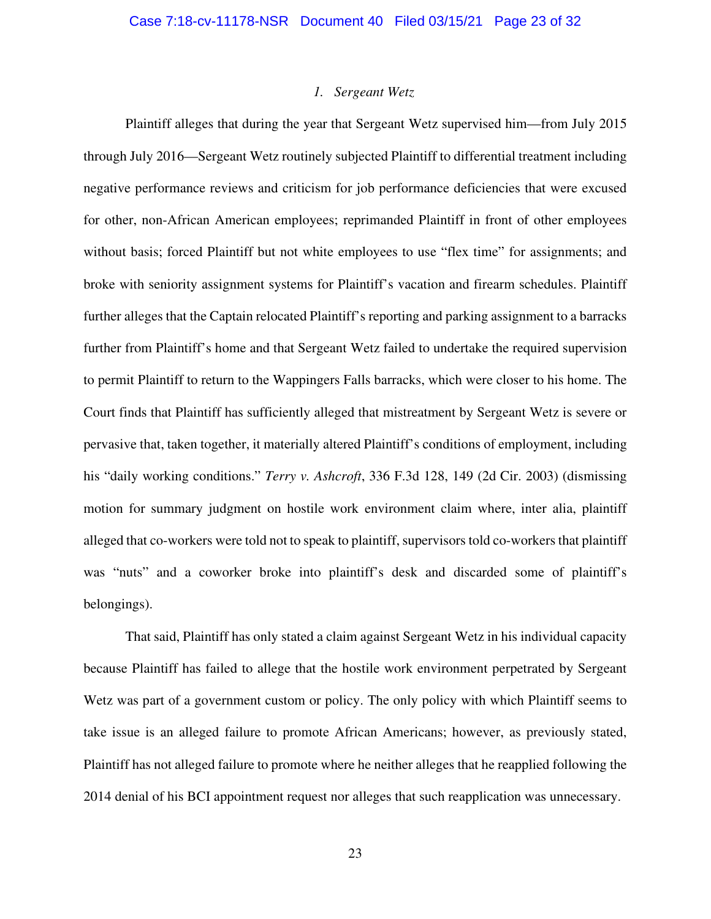### *1. Sergeant Wetz*

Plaintiff alleges that during the year that Sergeant Wetz supervised him—from July 2015 through July 2016—Sergeant Wetz routinely subjected Plaintiff to differential treatment including negative performance reviews and criticism for job performance deficiencies that were excused for other, non-African American employees; reprimanded Plaintiff in front of other employees without basis; forced Plaintiff but not white employees to use "flex time" for assignments; and broke with seniority assignment systems for Plaintiff's vacation and firearm schedules. Plaintiff further alleges that the Captain relocated Plaintiff's reporting and parking assignment to a barracks further from Plaintiff's home and that Sergeant Wetz failed to undertake the required supervision to permit Plaintiff to return to the Wappingers Falls barracks, which were closer to his home. The Court finds that Plaintiff has sufficiently alleged that mistreatment by Sergeant Wetz is severe or pervasive that, taken together, it materially altered Plaintiff's conditions of employment, including his "daily working conditions." *Terry v. Ashcroft*, 336 F.3d 128, 149 (2d Cir. 2003) (dismissing motion for summary judgment on hostile work environment claim where, inter alia, plaintiff alleged that co-workers were told not to speak to plaintiff, supervisors told co-workers that plaintiff was "nuts" and a coworker broke into plaintiff's desk and discarded some of plaintiff's belongings).

That said, Plaintiff has only stated a claim against Sergeant Wetz in his individual capacity because Plaintiff has failed to allege that the hostile work environment perpetrated by Sergeant Wetz was part of a government custom or policy. The only policy with which Plaintiff seems to take issue is an alleged failure to promote African Americans; however, as previously stated, Plaintiff has not alleged failure to promote where he neither alleges that he reapplied following the 2014 denial of his BCI appointment request nor alleges that such reapplication was unnecessary.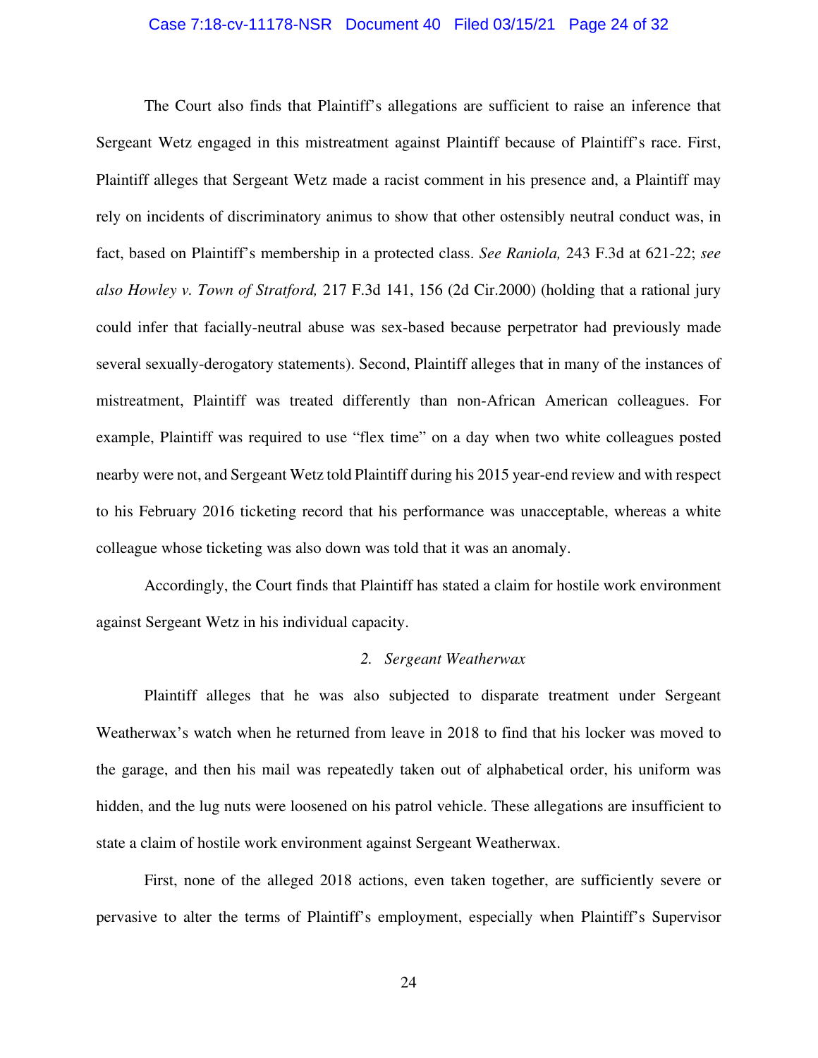The Court also finds that Plaintiff's allegations are sufficient to raise an inference that Sergeant Wetz engaged in this mistreatment against Plaintiff because of Plaintiff's race. First, Plaintiff alleges that Sergeant Wetz made a racist comment in his presence and, a Plaintiff may rely on incidents of discriminatory animus to show that other ostensibly neutral conduct was, in fact, based on Plaintiff's membership in a protected class. *See Raniola,* 243 F.3d at 621-22; *see also Howley v. Town of Stratford,* 217 F.3d 141, 156 (2d Cir.2000) (holding that a rational jury could infer that facially-neutral abuse was sex-based because perpetrator had previously made several sexually-derogatory statements). Second, Plaintiff alleges that in many of the instances of mistreatment, Plaintiff was treated differently than non-African American colleagues. For example, Plaintiff was required to use "flex time" on a day when two white colleagues posted nearby were not, and Sergeant Wetz told Plaintiff during his 2015 year-end review and with respect to his February 2016 ticketing record that his performance was unacceptable, whereas a white colleague whose ticketing was also down was told that it was an anomaly.

Accordingly, the Court finds that Plaintiff has stated a claim for hostile work environment against Sergeant Wetz in his individual capacity.

### 2. *Sergeant Weatherwax*

Plaintiff alleges that he was also subjected to disparate treatment under Sergeant Weatherwax's watch when he returned from leave in 2018 to find that his locker was moved to the garage, and then his mail was repeatedly taken out of alphabetical order, his uniform was hidden, and the lug nuts were loosened on his patrol vehicle. These allegations are insufficient to state a claim of hostile work environment against Sergeant Weatherwax.

First, none of the alleged 2018 actions, even taken together, are sufficiently severe or pervasive to alter the terms of Plaintiff's employment, especially when Plaintiff's Supervisor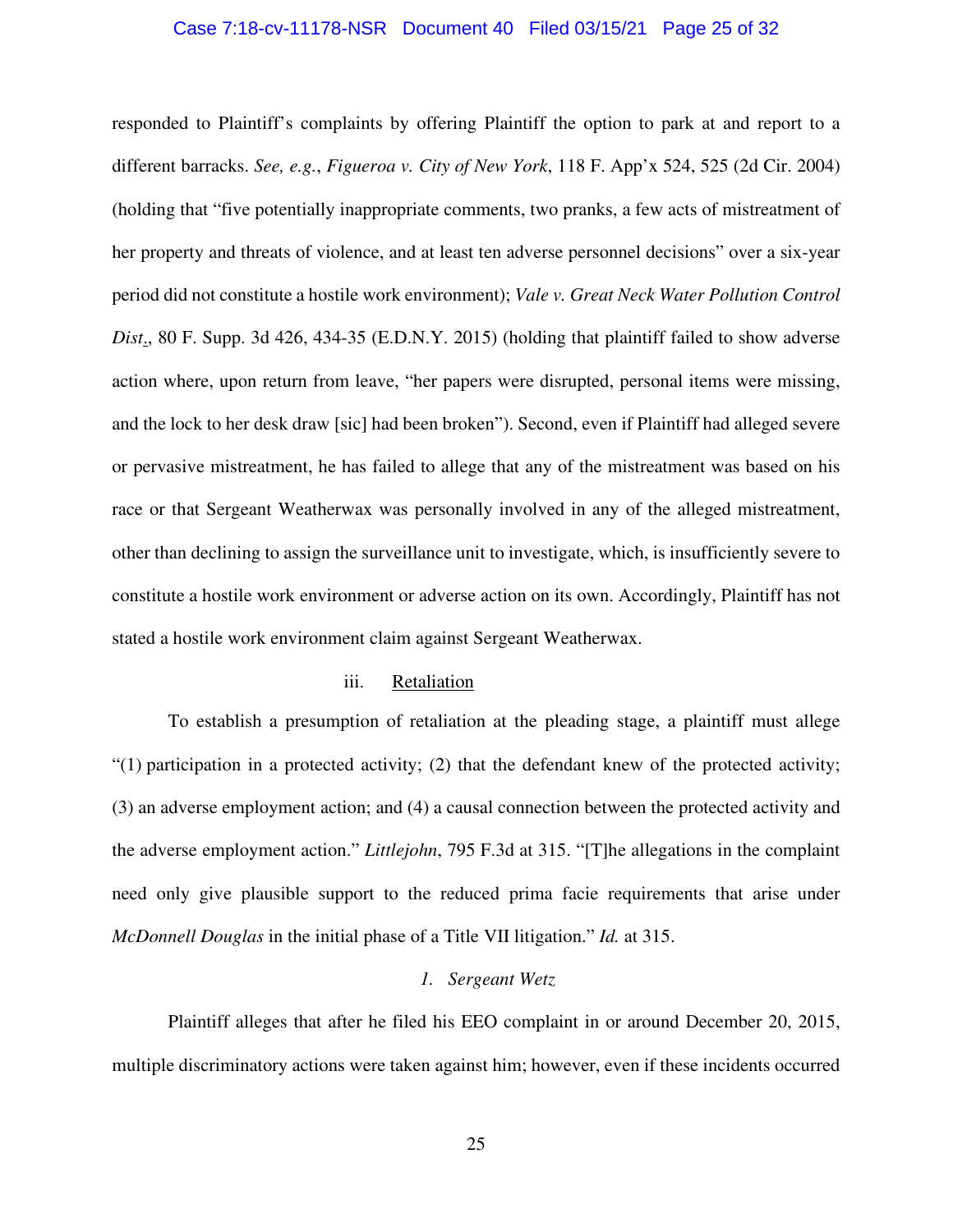responded to Plaintiff's complaints by offering Plaintiff the option to park at and report to a different barracks. *See, e.g.*, *Figueroa v. City of New York*, 118 F. App'x 524, 525 (2d Cir. 2004) (holding that "five potentially inappropriate comments, two pranks, a few acts of mistreatment of her property and threats of violence, and at least ten adverse personnel decisions" over a six-year period did not constitute a hostile work environment); *Vale v. Great Neck Water Pollution Control Dist.*, 80 F. Supp. 3d 426, 434-35 (E.D.N.Y. 2015) (holding that plaintiff failed to show adverse action where, upon return from leave, "her papers were disrupted, personal items were missing, and the lock to her desk draw [sic] had been broken"). Second, even if Plaintiff had alleged severe or pervasive mistreatment, he has failed to allege that any of the mistreatment was based on his race or that Sergeant Weatherwax was personally involved in any of the alleged mistreatment, other than declining to assign the surveillance unit to investigate, which, is insufficiently severe to constitute a hostile work environment or adverse action on its own. Accordingly, Plaintiff has not stated a hostile work environment claim against Sergeant Weatherwax.

iii. Retaliation

To establish a presumption of retaliation at the pleading stage, a plaintiff must allege "(1) participation in a protected activity; (2) that the defendant knew of the protected activity; (3) an adverse employment action; and (4) a causal connection between the protected activity and the adverse employment action." *Littlejohn*, 795 F.3d at 315. "[T]he allegations in the complaint need only give plausible support to the reduced prima facie requirements that arise under *McDonnell Douglas* in the initial phase of a Title VII litigation." *Id.* at 315.

*1. Sergeant Wetz*

Plaintiff alleges that after he filed his EEO complaint in or around December 20, 2015, multiple discriminatory actions were taken against him; however, even if these incidents occurred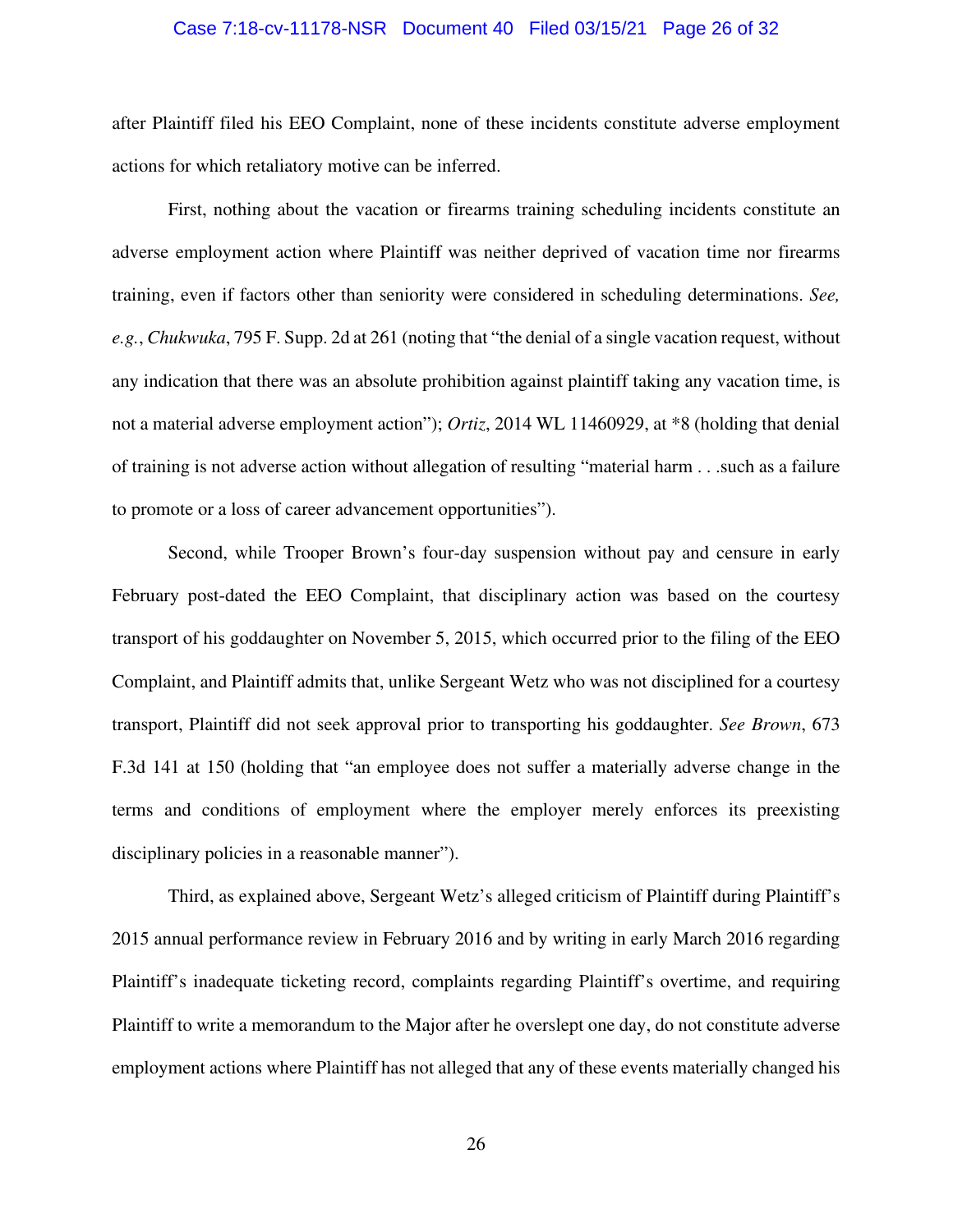after Plaintiff filed his EEO Complaint, none of these incidents constitute adverse employment actions for which retaliatory motive can be inferred.

First, nothing about the vacation or firearms training scheduling incidents constitute an adverse employment action where Plaintiff was neither deprived of vacation time nor firearms training, even if factors other than seniority were considered in scheduling determinations. *See, e.g.*, *Chukwuka*, 795 F. Supp. 2d at 261 (noting that "the denial of a single vacation request, without any indication that there was an absolute prohibition against plaintiff taking any vacation time, is not a material adverse employment action"); *Ortiz*, 2014 WL 11460929, at *8 (holding that denial of training is not adverse action without allegation of resulting "material harm . . .such as a failure to promote or a loss of career advancement opportunities").

Second, while Trooper Brown's four-day suspension without pay and censure in early February post-dated the EEO Complaint, that disciplinary action was based on the courtesy transport of his goddaughter on November 5, 2015, which occurred prior to the filing of the EEO Complaint, and Plaintiff admits that, unlike Sergeant Wetz who was not disciplined for a courtesy transport, Plaintiff did not seek approval prior to transporting his goddaughter. *See Brown*, 673 F.3d 141 at 150 (holding that "an employee does not suffer a materially adverse change in the terms and conditions of employment where the employer merely enforces its preexisting disciplinary policies in a reasonable manner").

Third, as explained above, Sergeant Wetz's alleged criticism of Plaintiff during Plaintiff's 2015 annual performance review in February 2016 and by writing in early March 2016 regarding Plaintiff's inadequate ticketing record, complaints regarding Plaintiff's overtime, and requiring Plaintiff to write a memorandum to the Major after he overslept one day, do not constitute adverse employment actions where Plaintiff has not alleged that any of these events materially changed his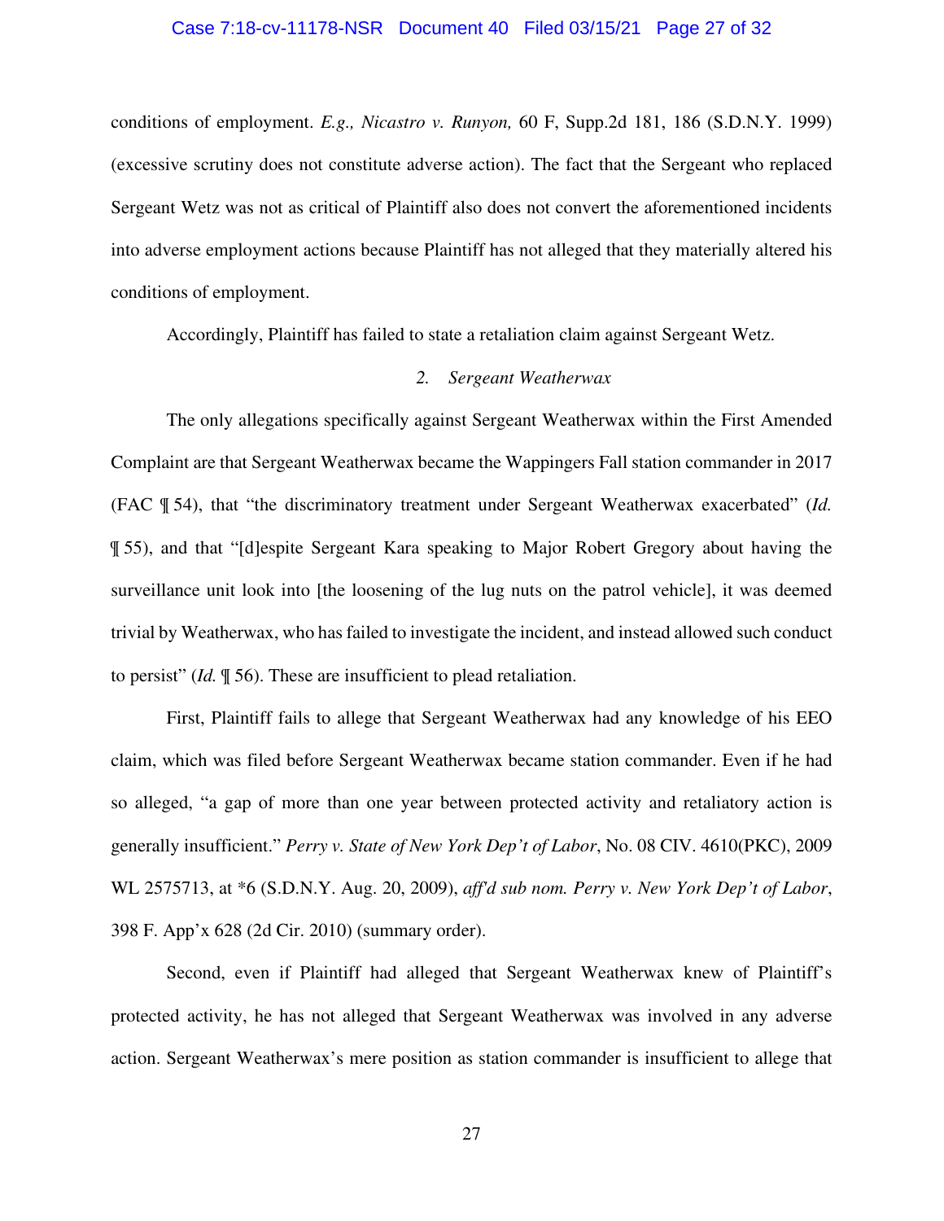conditions of employment. *E.g., Nicastro v. Runyon,* 60 F, Supp.2d 181, 186 (S.D.N.Y. 1999) (excessive scrutiny does not constitute adverse action). The fact that the Sergeant who replaced Sergeant Wetz was not as critical of Plaintiff also does not convert the aforementioned incidents into adverse employment actions because Plaintiff has not alleged that they materially altered his conditions of employment.

Accordingly, Plaintiff has failed to state a retaliation claim against Sergeant Wetz.

*2. Sergeant Weatherwax*

The only allegations specifically against Sergeant Weatherwax within the First Amended Complaint are that Sergeant Weatherwax became the Wappingers Fall station commander in 2017 (FAC ¶ 54), that "the discriminatory treatment under Sergeant Weatherwax exacerbated" (*Id.* ¶ 55), and that "[d]espite Sergeant Kara speaking to Major Robert Gregory about having the surveillance unit look into [the loosening of the lug nuts on the patrol vehicle], it was deemed trivial by Weatherwax, who has failed to investigate the incident, and instead allowed such conduct to persist" (*Id.* ¶ 56). These are insufficient to plead retaliation.

First, Plaintiff fails to allege that Sergeant Weatherwax had any knowledge of his EEO claim, which was filed before Sergeant Weatherwax became station commander. Even if he had so alleged, "a gap of more than one year between protected activity and retaliatory action is generally insufficient." *Perry v. State of New York Dep't of Labor*, No. 08 CIV. 4610(PKC), 2009 WL 2575713, at *6 (S.D.N.Y. Aug. 20, 2009), *aff'd sub nom. Perry v. New York Dep't of Labor*, 398 F. App'x 628 (2d Cir. 2010) (summary order).

Second, even if Plaintiff had alleged that Sergeant Weatherwax knew of Plaintiff's protected activity, he has not alleged that Sergeant Weatherwax was involved in any adverse action. Sergeant Weatherwax's mere position as station commander is insufficient to allege that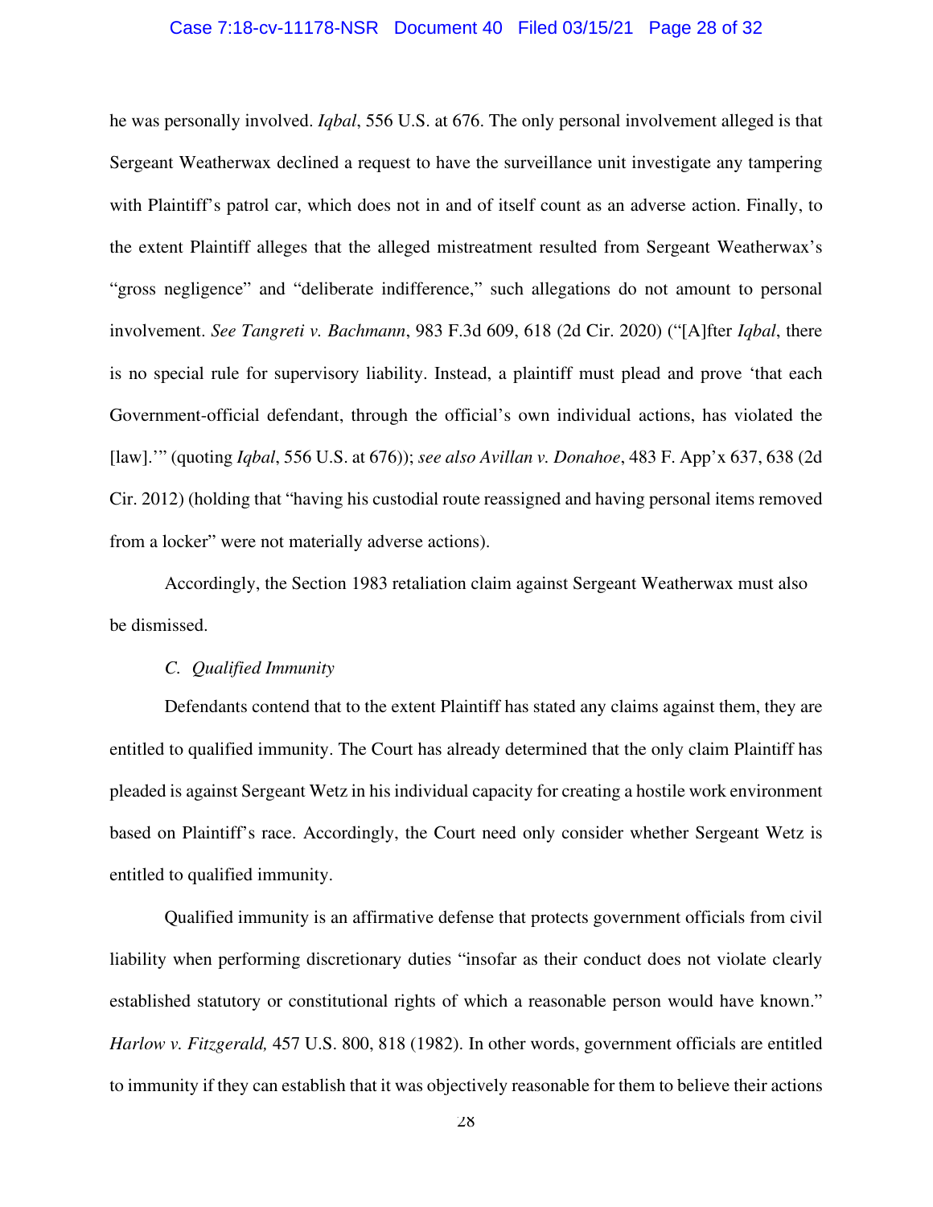he was personally involved. *Iqbal*, 556 U.S. at 676. The only personal involvement alleged is that Sergeant Weatherwax declined a request to have the surveillance unit investigate any tampering with Plaintiff's patrol car, which does not in and of itself count as an adverse action. Finally, to the extent Plaintiff alleges that the alleged mistreatment resulted from Sergeant Weatherwax's "gross negligence" and "deliberate indifference," such allegations do not amount to personal involvement. *See Tangreti v. Bachmann*, 983 F.3d 609, 618 (2d Cir. 2020) ("[A]fter *Iqbal*, there is no special rule for supervisory liability. Instead, a plaintiff must plead and prove 'that each Government-official defendant, through the official's own individual actions, has violated the [law].'" (quoting *Iqbal*, 556 U.S. at 676)); *see also Avillan v. Donahoe*, 483 F. App'x 637, 638 (2d Cir. 2012) (holding that "having his custodial route reassigned and having personal items removed from a locker" were not materially adverse actions).

Accordingly, the Section 1983 retaliation claim against Sergeant Weatherwax must also be dismissed.

### C. *Qualified Immunity*

Defendants contend that to the extent Plaintiff has stated any claims against them, they are entitled to qualified immunity. The Court has already determined that the only claim Plaintiff has pleaded is against Sergeant Wetz in his individual capacity for creating a hostile work environment based on Plaintiff's race. Accordingly, the Court need only consider whether Sergeant Wetz is entitled to qualified immunity.

Qualified immunity is an affirmative defense that protects government officials from civil liability when performing discretionary duties "insofar as their conduct does not violate clearly established statutory or constitutional rights of which a reasonable person would have known." *Harlow v. Fitzgerald,* 457 U.S. 800, 818 (1982). In other words, government officials are entitled to immunity if they can establish that it was objectively reasonable for them to believe their actions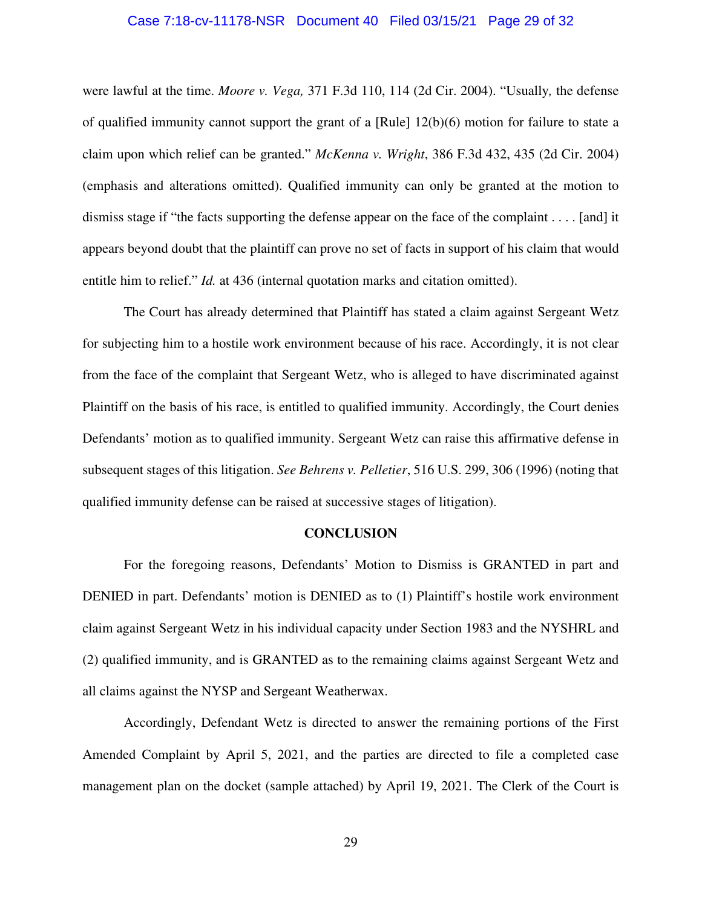were lawful at the time. *Moore v. Vega,* 371 F.3d 110, 114 (2d Cir. 2004). "Usually*,* the defense of qualified immunity cannot support the grant of a [Rule] 12(b)(6) motion for failure to state a claim upon which relief can be granted." *McKenna v. Wright*, 386 F.3d 432, 435 (2d Cir. 2004) (emphasis and alterations omitted). Qualified immunity can only be granted at the motion to dismiss stage if "the facts supporting the defense appear on the face of the complaint . . . . [and] it appears beyond doubt that the plaintiff can prove no set of facts in support of his claim that would entitle him to relief." *Id.* at 436 (internal quotation marks and citation omitted).

The Court has already determined that Plaintiff has stated a claim against Sergeant Wetz for subjecting him to a hostile work environment because of his race. Accordingly, it is not clear from the face of the complaint that Sergeant Wetz, who is alleged to have discriminated against Plaintiff on the basis of his race, is entitled to qualified immunity. Accordingly, the Court denies Defendants' motion as to qualified immunity. Sergeant Wetz can raise this affirmative defense in subsequent stages of this litigation. *See Behrens v. Pelletier*, 516 U.S. 299, 306 (1996) (noting that qualified immunity defense can be raised at successive stages of litigation).

## CONCLUSION

For the foregoing reasons, Defendants' Motion to Dismiss is GRANTED in part and DENIED in part. Defendants' motion is DENIED as to (1) Plaintiff's hostile work environment claim against Sergeant Wetz in his individual capacity under Section 1983 and the NYSHRL and (2) qualified immunity, and is GRANTED as to the remaining claims against Sergeant Wetz and all claims against the NYSP and Sergeant Weatherwax.

Accordingly, Defendant Wetz is directed to answer the remaining portions of the First Amended Complaint by April 5, 2021, and the parties are directed to file a completed case management plan on the docket (sample attached) by April 19, 2021. The Clerk of the Court is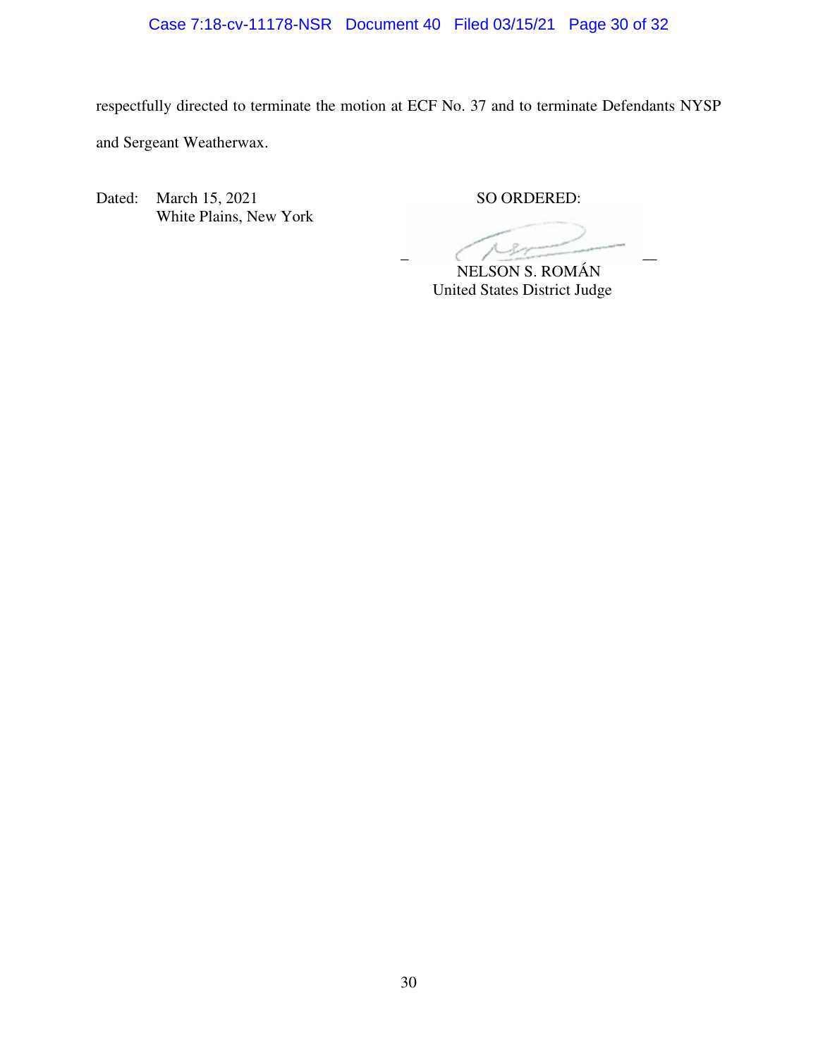respectfully directed to terminate the motion at ECF No. 37 and to terminate Defendants NYSP and Sergeant Weatherwax.

Dated: March 15, 2021
White Plains, New York

SO ORDERED:

NELSON S. ROMÁN
United States District Judge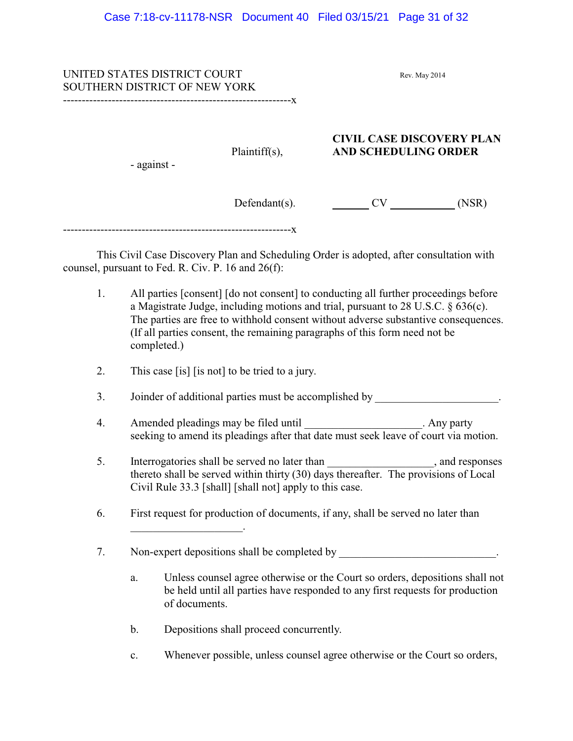UNITED STATES DISTRICT COURT
SOUTHERN DISTRICT OF NEW YORK

Rev. May 2014

-------------------------------------------------------------x

Plaintiff(s),

- against -

Defendant(s).

**CIVIL CASE DISCOVERY PLAN AND SCHEDULING ORDER**

_______ CV ____________ (NSR)

-------------------------------------------------------------x

This Civil Case Discovery Plan and Scheduling Order is adopted, after consultation with counsel, pursuant to Fed. R. Civ. P. 16 and 26(f):

1. All parties [consent] [do not consent] to conducting all further proceedings before a Magistrate Judge, including motions and trial, pursuant to 28 U.S.C. § 636(c). The parties are free to withhold consent without adverse substantive consequences. (If all parties consent, the remaining paragraphs of this form need not be completed.)

2. This case [is] [is not] to be tried to a jury.

3. Joinder of additional parties must be accomplished by ______________________.

4. Amended pleadings may be filed until ____________________. Any party seeking to amend its pleadings after that date must seek leave of court via motion.

5. Interrogatories shall be served no later than __________________, and responses thereto shall be served within thirty (30) days thereafter. The provisions of Local Civil Rule 33.3 [shall] [shall not] apply to this case.

6. First request for production of documents, if any, shall be served no later than ____________________.

7. Non-expert depositions shall be completed by ____________________________.

   a. Unless counsel agree otherwise or the Court so orders, depositions shall not be held until all parties have responded to any first requests for production of documents.

   b. Depositions shall proceed concurrently.

   c. Whenever possible, unless counsel agree otherwise or the Court so orders,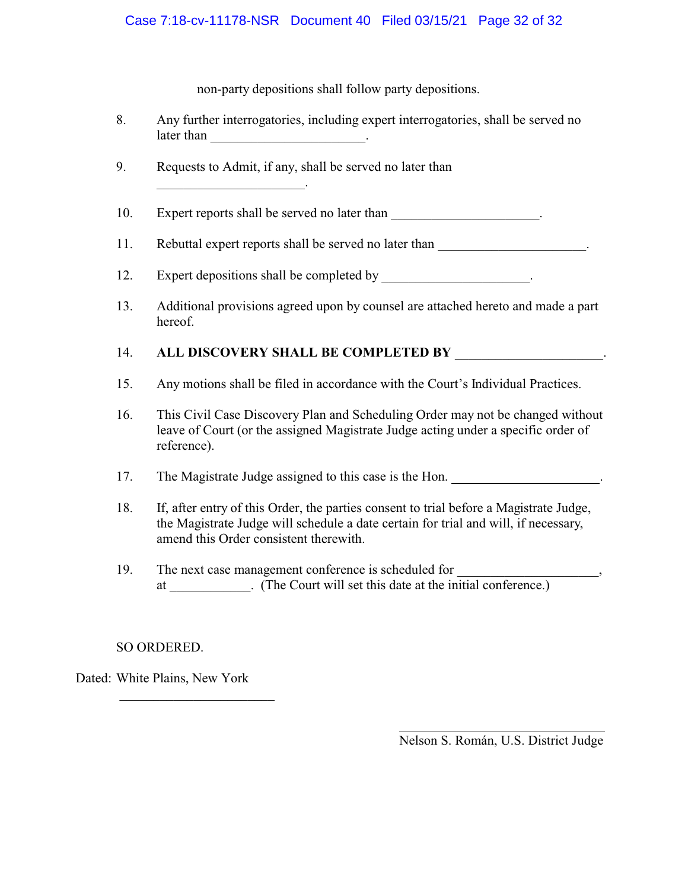non-party depositions shall follow party depositions.

8. Any further interrogatories, including expert interrogatories, shall be served no later than ______________________.

9. Requests to Admit, if any, shall be served no later than ______________________.

10. Expert reports shall be served no later than ______________________.

11. Rebuttal expert reports shall be served no later than ______________________.

12. Expert depositions shall be completed by ______________________.

13. Additional provisions agreed upon by counsel are attached hereto and made a part hereof.

14. **ALL DISCOVERY SHALL BE COMPLETED BY** ______________________.

15. Any motions shall be filed in accordance with the Court's Individual Practices.

16. This Civil Case Discovery Plan and Scheduling Order may not be changed without leave of Court (or the assigned Magistrate Judge acting under a specific order of reference).

17. The Magistrate Judge assigned to this case is the Hon. ______________________.

18. If, after entry of this Order, the parties consent to trial before a Magistrate Judge, the Magistrate Judge will schedule a date certain for trial and will, if necessary, amend this Order consistent therewith.

19. The next case management conference is scheduled for ____________________, at ____________. (The Court will set this date at the initial conference.)

SO ORDERED.

Dated: White Plains, New York
______________________

______________________
Nelson S. Román, U.S. District Judge